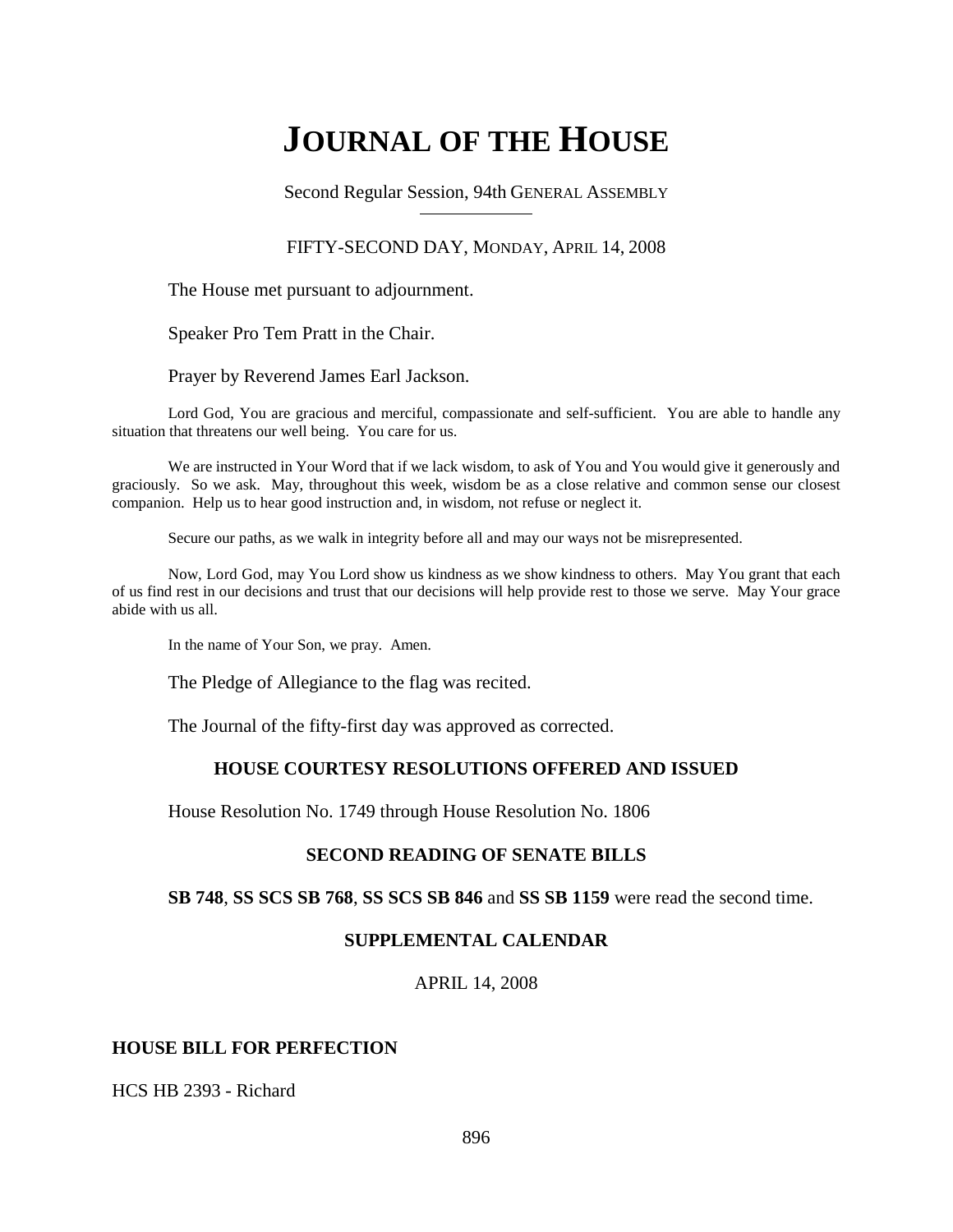# JOURNAL OF THE HOUSE

Second Regular Session, 94th GENERAL ASSEMBLY

FIFTY-SECOND DAY, MONDAY, APRIL 14, 2008

The House met pursuant to adjournment.

Speaker Pro Tem Pratt in the Chair.

Prayer by Reverend James Earl Jackson.

Lord God, You are gracious and merciful, compassionate and self-sufficient. You are able to handle any situation that threatens our well being. You care for us.

We are instructed in Your Word that if we lack wisdom, to ask of You and You would give it generously and graciously. So we ask. May, throughout this week, wisdom be as a close relative and common sense our closest companion. Help us to hear good instruction and, in wisdom, not refuse or neglect it.

Secure our paths, as we walk in integrity before all and may our ways not be misrepresented.

Now, Lord God, may You Lord show us kindness as we show kindness to others. May You grant that each of us find rest in our decisions and trust that our decisions will help provide rest to those we serve. May Your grace abide with us all.

In the name of Your Son, we pray. Amen.

The Pledge of Allegiance to the flag was recited.

The Journal of the fifty-first day was approved as corrected.

## HOUSE COURTESY RESOLUTIONS OFFERED AND ISSUED

House Resolution No. 1749 through House Resolution No. 1806

## SECOND READING OF SENATE BILLS

**SB 748**, **SS SCS SB 768**, **SS SCS SB 846** and **SS SB 1159** were read the second time.

## SUPPLEMENTAL CALENDAR

APRIL 14, 2008

### HOUSE BILL FOR PERFECTION

HCS HB 2393 - Richard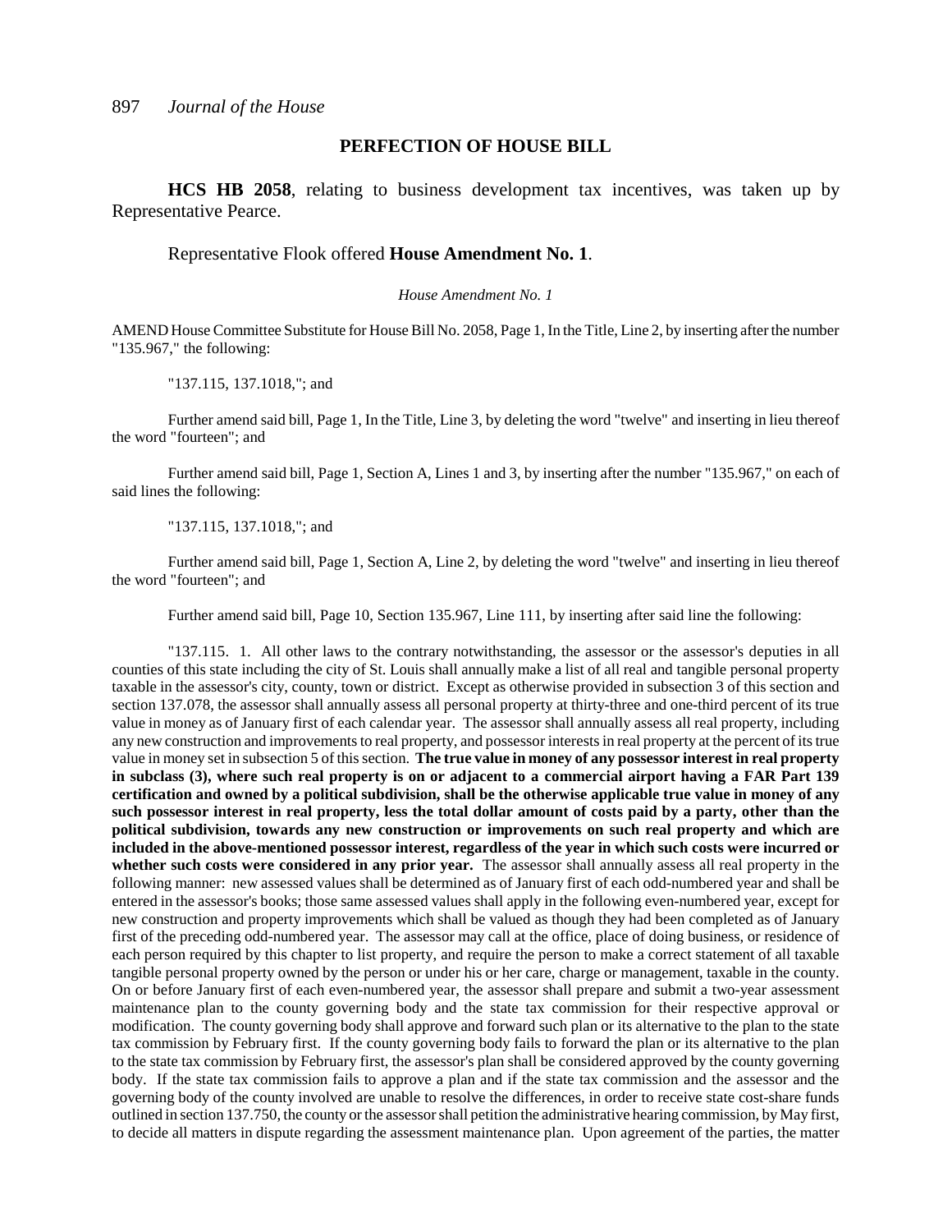## PERFECTION OF HOUSE BILL

**HCS HB 2058**, relating to business development tax incentives, was taken up by Representative Pearce.

Representative Flook offered **House Amendment No. 1**.

*House Amendment No. 1*

AMEND House Committee Substitute for House Bill No. 2058, Page 1, In the Title, Line 2, by inserting after the number "135.967," the following:

"137.115, 137.1018,"; and

Further amend said bill, Page 1, In the Title, Line 3, by deleting the word "twelve" and inserting in lieu thereof the word "fourteen"; and

Further amend said bill, Page 1, Section A, Lines 1 and 3, by inserting after the number "135.967," on each of said lines the following:

"137.115, 137.1018,"; and

Further amend said bill, Page 1, Section A, Line 2, by deleting the word "twelve" and inserting in lieu thereof the word "fourteen"; and

Further amend said bill, Page 10, Section 135.967, Line 111, by inserting after said line the following:

"137.115. 1. All other laws to the contrary notwithstanding, the assessor or the assessor's deputies in all counties of this state including the city of St. Louis shall annually make a list of all real and tangible personal property taxable in the assessor's city, county, town or district. Except as otherwise provided in subsection 3 of this section and section 137.078, the assessor shall annually assess all personal property at thirty-three and one-third percent of its true value in money as of January first of each calendar year. The assessor shall annually assess all real property, including any new construction and improvements to real property, and possessor interests in real property at the percent of its true value in money set in subsection 5 of this section. **The true value in money of any possessor interest in real property in subclass (3), where such real property is on or adjacent to a commercial airport having a FAR Part 139 certification and owned by a political subdivision, shall be the otherwise applicable true value in money of any such possessor interest in real property, less the total dollar amount of costs paid by a party, other than the political subdivision, towards any new construction or improvements on such real property and which are included in the above-mentioned possessor interest, regardless of the year in which such costs were incurred or whether such costs were considered in any prior year.** The assessor shall annually assess all real property in the following manner: new assessed values shall be determined as of January first of each odd-numbered year and shall be entered in the assessor's books; those same assessed values shall apply in the following even-numbered year, except for new construction and property improvements which shall be valued as though they had been completed as of January first of the preceding odd-numbered year. The assessor may call at the office, place of doing business, or residence of each person required by this chapter to list property, and require the person to make a correct statement of all taxable tangible personal property owned by the person or under his or her care, charge or management, taxable in the county. On or before January first of each even-numbered year, the assessor shall prepare and submit a two-year assessment maintenance plan to the county governing body and the state tax commission for their respective approval or modification. The county governing body shall approve and forward such plan or its alternative to the plan to the state tax commission by February first. If the county governing body fails to forward the plan or its alternative to the plan to the state tax commission by February first, the assessor's plan shall be considered approved by the county governing body. If the state tax commission fails to approve a plan and if the state tax commission and the assessor and the governing body of the county involved are unable to resolve the differences, in order to receive state cost-share funds outlined in section 137.750, the county or the assessor shall petition the administrative hearing commission, by May first, to decide all matters in dispute regarding the assessment maintenance plan. Upon agreement of the parties, the matter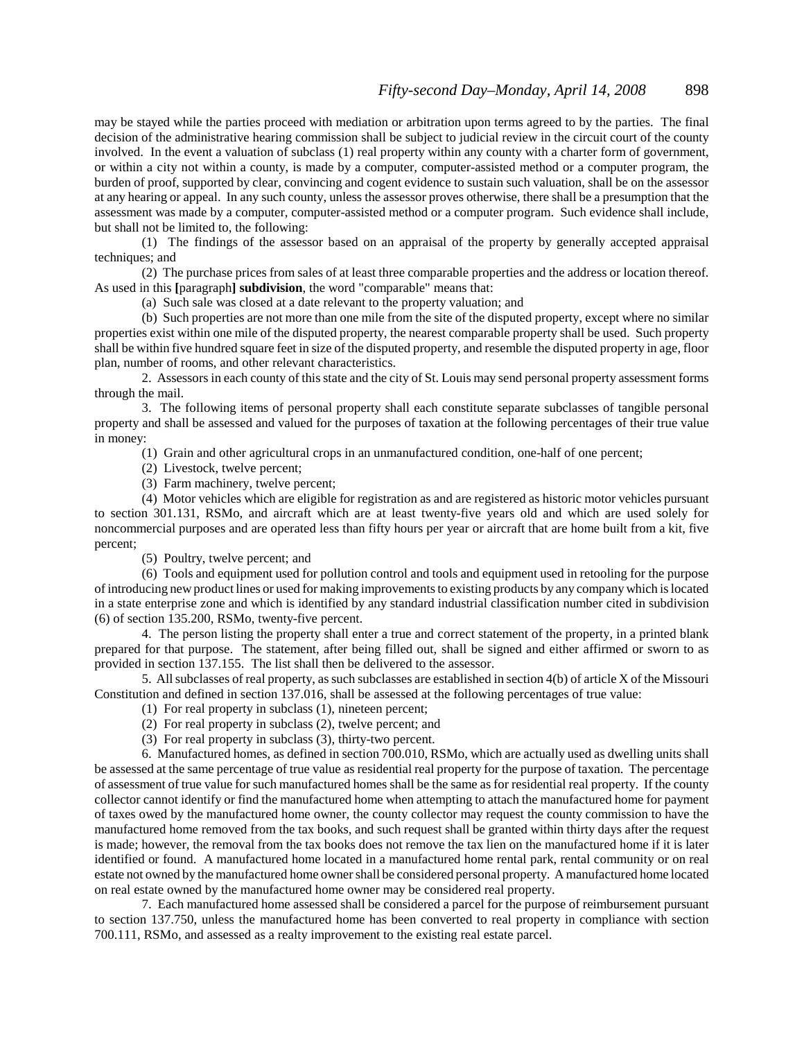may be stayed while the parties proceed with mediation or arbitration upon terms agreed to by the parties. The final decision of the administrative hearing commission shall be subject to judicial review in the circuit court of the county involved. In the event a valuation of subclass (1) real property within any county with a charter form of government, or within a city not within a county, is made by a computer, computer-assisted method or a computer program, the burden of proof, supported by clear, convincing and cogent evidence to sustain such valuation, shall be on the assessor at any hearing or appeal. In any such county, unless the assessor proves otherwise, there shall be a presumption that the assessment was made by a computer, computer-assisted method or a computer program. Such evidence shall include, but shall not be limited to, the following:

(1) The findings of the assessor based on an appraisal of the property by generally accepted appraisal techniques; and

(2) The purchase prices from sales of at least three comparable properties and the address or location thereof. As used in this **[**paragraph**] subdivision**, the word "comparable" means that:

(a) Such sale was closed at a date relevant to the property valuation; and

(b) Such properties are not more than one mile from the site of the disputed property, except where no similar properties exist within one mile of the disputed property, the nearest comparable property shall be used. Such property shall be within five hundred square feet in size of the disputed property, and resemble the disputed property in age, floor plan, number of rooms, and other relevant characteristics.

2. Assessors in each county of this state and the city of St. Louis may send personal property assessment forms through the mail.

3. The following items of personal property shall each constitute separate subclasses of tangible personal property and shall be assessed and valued for the purposes of taxation at the following percentages of their true value in money:

(1) Grain and other agricultural crops in an unmanufactured condition, one-half of one percent;

(2) Livestock, twelve percent;

(3) Farm machinery, twelve percent;

(4) Motor vehicles which are eligible for registration as and are registered as historic motor vehicles pursuant to section 301.131, RSMo, and aircraft which are at least twenty-five years old and which are used solely for noncommercial purposes and are operated less than fifty hours per year or aircraft that are home built from a kit, five percent;

(5) Poultry, twelve percent; and

(6) Tools and equipment used for pollution control and tools and equipment used in retooling for the purpose of introducing new product lines or used for making improvements to existing products by any company which is located in a state enterprise zone and which is identified by any standard industrial classification number cited in subdivision (6) of section 135.200, RSMo, twenty-five percent.

4. The person listing the property shall enter a true and correct statement of the property, in a printed blank prepared for that purpose. The statement, after being filled out, shall be signed and either affirmed or sworn to as provided in section 137.155. The list shall then be delivered to the assessor.

5. All subclasses of real property, as such subclasses are established in section 4(b) of article X of the Missouri Constitution and defined in section 137.016, shall be assessed at the following percentages of true value:

(1) For real property in subclass (1), nineteen percent;

(2) For real property in subclass (2), twelve percent; and

(3) For real property in subclass (3), thirty-two percent.

6. Manufactured homes, as defined in section 700.010, RSMo, which are actually used as dwelling units shall be assessed at the same percentage of true value as residential real property for the purpose of taxation. The percentage of assessment of true value for such manufactured homes shall be the same as for residential real property. If the county collector cannot identify or find the manufactured home when attempting to attach the manufactured home for payment of taxes owed by the manufactured home owner, the county collector may request the county commission to have the manufactured home removed from the tax books, and such request shall be granted within thirty days after the request is made; however, the removal from the tax books does not remove the tax lien on the manufactured home if it is later identified or found. A manufactured home located in a manufactured home rental park, rental community or on real estate not owned by the manufactured home owner shall be considered personal property. A manufactured home located on real estate owned by the manufactured home owner may be considered real property.

7. Each manufactured home assessed shall be considered a parcel for the purpose of reimbursement pursuant to section 137.750, unless the manufactured home has been converted to real property in compliance with section 700.111, RSMo, and assessed as a realty improvement to the existing real estate parcel.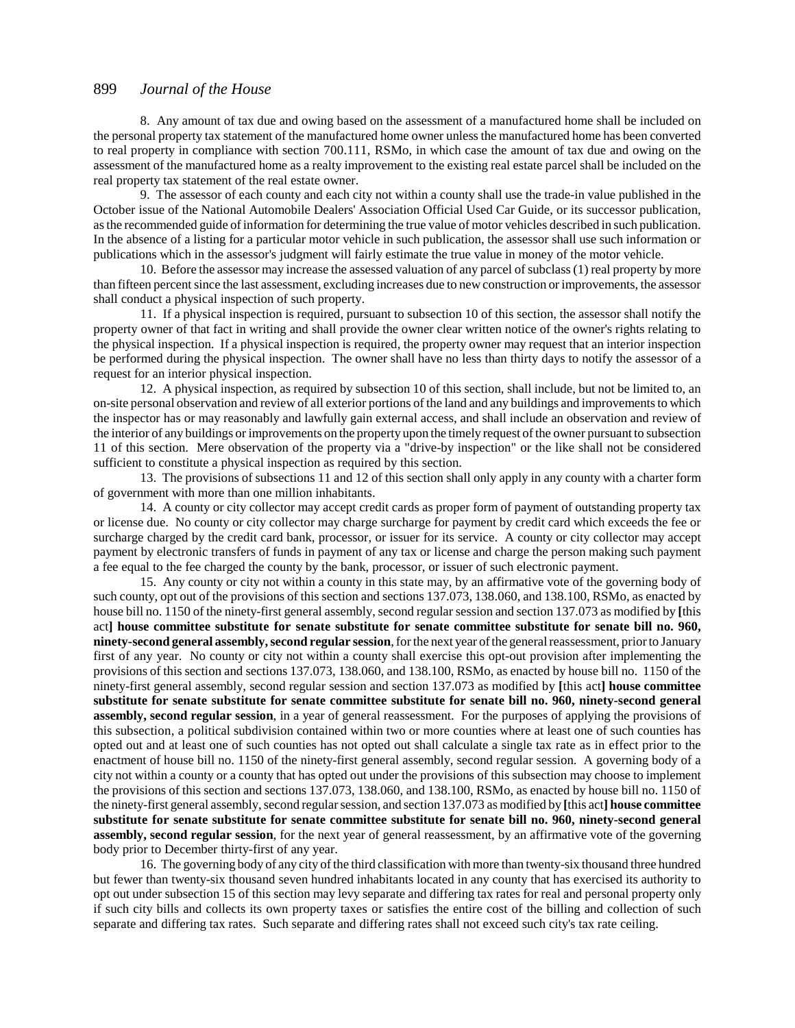8. Any amount of tax due and owing based on the assessment of a manufactured home shall be included on the personal property tax statement of the manufactured home owner unless the manufactured home has been converted to real property in compliance with section 700.111, RSMo, in which case the amount of tax due and owing on the assessment of the manufactured home as a realty improvement to the existing real estate parcel shall be included on the real property tax statement of the real estate owner.

9. The assessor of each county and each city not within a county shall use the trade-in value published in the October issue of the National Automobile Dealers' Association Official Used Car Guide, or its successor publication, as the recommended guide of information for determining the true value of motor vehicles described in such publication. In the absence of a listing for a particular motor vehicle in such publication, the assessor shall use such information or publications which in the assessor's judgment will fairly estimate the true value in money of the motor vehicle.

10. Before the assessor may increase the assessed valuation of any parcel of subclass (1) real property by more than fifteen percent since the last assessment, excluding increases due to new construction or improvements, the assessor shall conduct a physical inspection of such property.

11. If a physical inspection is required, pursuant to subsection 10 of this section, the assessor shall notify the property owner of that fact in writing and shall provide the owner clear written notice of the owner's rights relating to the physical inspection. If a physical inspection is required, the property owner may request that an interior inspection be performed during the physical inspection. The owner shall have no less than thirty days to notify the assessor of a request for an interior physical inspection.

12. A physical inspection, as required by subsection 10 of this section, shall include, but not be limited to, an on-site personal observation and review of all exterior portions of the land and any buildings and improvements to which the inspector has or may reasonably and lawfully gain external access, and shall include an observation and review of the interior of any buildings or improvements on the property upon the timely request of the owner pursuant to subsection 11 of this section. Mere observation of the property via a "drive-by inspection" or the like shall not be considered sufficient to constitute a physical inspection as required by this section.

13. The provisions of subsections 11 and 12 of this section shall only apply in any county with a charter form of government with more than one million inhabitants.

14. A county or city collector may accept credit cards as proper form of payment of outstanding property tax or license due. No county or city collector may charge surcharge for payment by credit card which exceeds the fee or surcharge charged by the credit card bank, processor, or issuer for its service. A county or city collector may accept payment by electronic transfers of funds in payment of any tax or license and charge the person making such payment a fee equal to the fee charged the county by the bank, processor, or issuer of such electronic payment.

15. Any county or city not within a county in this state may, by an affirmative vote of the governing body of such county, opt out of the provisions of this section and sections 137.073, 138.060, and 138.100, RSMo, as enacted by house bill no. 1150 of the ninety-first general assembly, second regular session and section 137.073 as modified by **[**this act**] house committee substitute for senate substitute for senate committee substitute for senate bill no. 960, ninety-second general assembly, second regular session**, for the next year of the general reassessment, prior to January first of any year. No county or city not within a county shall exercise this opt-out provision after implementing the provisions of this section and sections 137.073, 138.060, and 138.100, RSMo, as enacted by house bill no. 1150 of the ninety-first general assembly, second regular session and section 137.073 as modified by **[**this act**] house committee substitute for senate substitute for senate committee substitute for senate bill no. 960, ninety-second general assembly, second regular session**, in a year of general reassessment. For the purposes of applying the provisions of this subsection, a political subdivision contained within two or more counties where at least one of such counties has opted out and at least one of such counties has not opted out shall calculate a single tax rate as in effect prior to the enactment of house bill no. 1150 of the ninety-first general assembly, second regular session. A governing body of a city not within a county or a county that has opted out under the provisions of this subsection may choose to implement the provisions of this section and sections 137.073, 138.060, and 138.100, RSMo, as enacted by house bill no. 1150 of the ninety-first general assembly, second regular session, and section 137.073 as modified by **[**this act**] house committee substitute for senate substitute for senate committee substitute for senate bill no. 960, ninety-second general assembly, second regular session**, for the next year of general reassessment, by an affirmative vote of the governing body prior to December thirty-first of any year.

16. The governing body of any city of the third classification with more than twenty-six thousand three hundred but fewer than twenty-six thousand seven hundred inhabitants located in any county that has exercised its authority to opt out under subsection 15 of this section may levy separate and differing tax rates for real and personal property only if such city bills and collects its own property taxes or satisfies the entire cost of the billing and collection of such separate and differing tax rates. Such separate and differing rates shall not exceed such city's tax rate ceiling.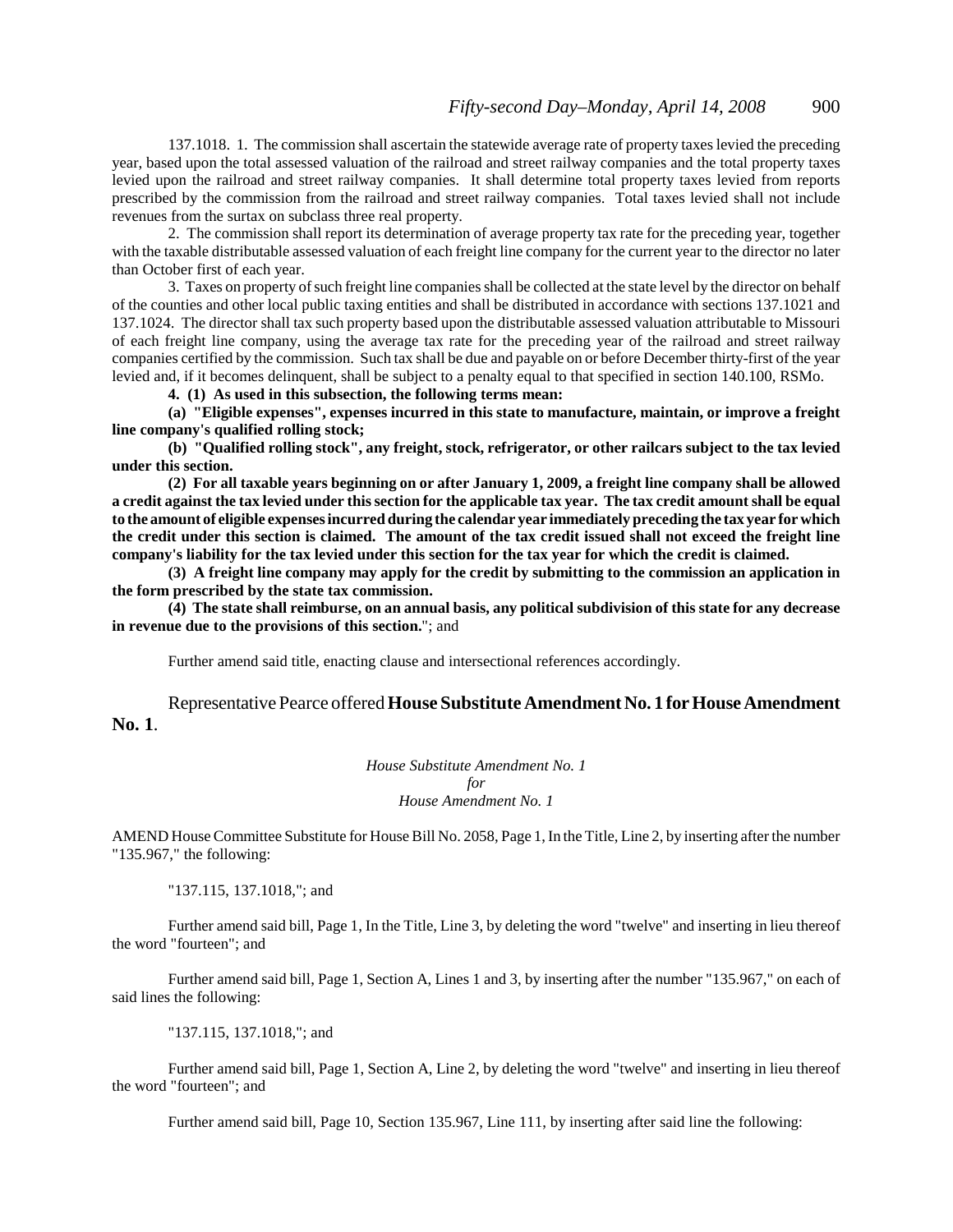137.1018. 1. The commission shall ascertain the statewide average rate of property taxes levied the preceding year, based upon the total assessed valuation of the railroad and street railway companies and the total property taxes levied upon the railroad and street railway companies. It shall determine total property taxes levied from reports prescribed by the commission from the railroad and street railway companies. Total taxes levied shall not include revenues from the surtax on subclass three real property.

2. The commission shall report its determination of average property tax rate for the preceding year, together with the taxable distributable assessed valuation of each freight line company for the current year to the director no later than October first of each year.

3. Taxes on property of such freight line companies shall be collected at the state level by the director on behalf of the counties and other local public taxing entities and shall be distributed in accordance with sections 137.1021 and 137.1024. The director shall tax such property based upon the distributable assessed valuation attributable to Missouri of each freight line company, using the average tax rate for the preceding year of the railroad and street railway companies certified by the commission. Such tax shall be due and payable on or before December thirty-first of the year levied and, if it becomes delinquent, shall be subject to a penalty equal to that specified in section 140.100, RSMo.

**4. (1) As used in this subsection, the following terms mean:**

**(a) "Eligible expenses", expenses incurred in this state to manufacture, maintain, or improve a freight line company's qualified rolling stock;**

**(b) "Qualified rolling stock", any freight, stock, refrigerator, or other railcars subject to the tax levied under this section.**

**(2) For all taxable years beginning on or after January 1, 2009, a freight line company shall be allowed a credit against the tax levied under this section for the applicable tax year. The tax credit amount shall be equal to the amount of eligible expenses incurred during the calendar year immediately preceding the tax year for which the credit under this section is claimed. The amount of the tax credit issued shall not exceed the freight line company's liability for the tax levied under this section for the tax year for which the credit is claimed.**

**(3) A freight line company may apply for the credit by submitting to the commission an application in the form prescribed by the state tax commission.**

**(4) The state shall reimburse, on an annual basis, any political subdivision of this state for any decrease in revenue due to the provisions of this section.**"; and

Further amend said title, enacting clause and intersectional references accordingly.

Representative Pearce offered **House Substitute Amendment No. 1 for House Amendment No. 1**.

*House Substitute Amendment No. 1*
*for*
*House Amendment No. 1*

AMEND House Committee Substitute for House Bill No. 2058, Page 1, In the Title, Line 2, by inserting after the number "135.967," the following:

"137.115, 137.1018,"; and

Further amend said bill, Page 1, In the Title, Line 3, by deleting the word "twelve" and inserting in lieu thereof the word "fourteen"; and

Further amend said bill, Page 1, Section A, Lines 1 and 3, by inserting after the number "135.967," on each of said lines the following:

"137.115, 137.1018,"; and

Further amend said bill, Page 1, Section A, Line 2, by deleting the word "twelve" and inserting in lieu thereof the word "fourteen"; and

Further amend said bill, Page 10, Section 135.967, Line 111, by inserting after said line the following: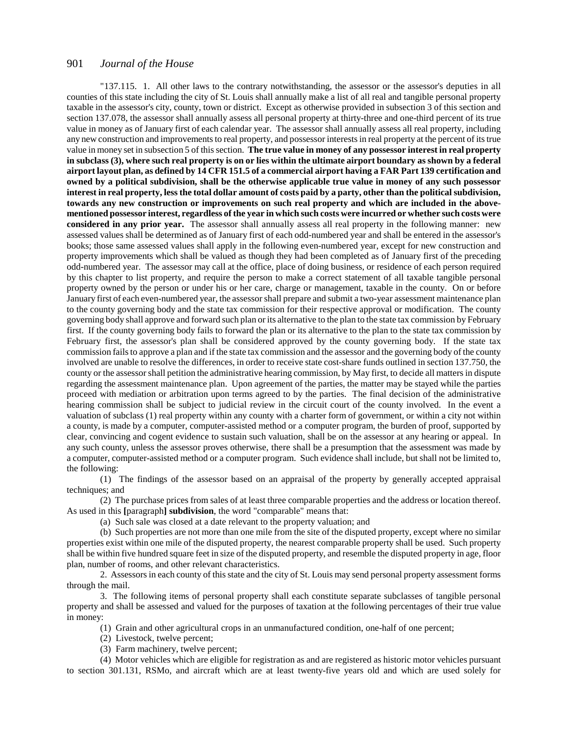"137.115. 1. All other laws to the contrary notwithstanding, the assessor or the assessor's deputies in all counties of this state including the city of St. Louis shall annually make a list of all real and tangible personal property taxable in the assessor's city, county, town or district. Except as otherwise provided in subsection 3 of this section and section 137.078, the assessor shall annually assess all personal property at thirty-three and one-third percent of its true value in money as of January first of each calendar year. The assessor shall annually assess all real property, including any new construction and improvements to real property, and possessor interests in real property at the percent of its true value in money set in subsection 5 of this section. **The true value in money of any possessor interest in real property in subclass (3), where such real property is on or lies within the ultimate airport boundary as shown by a federal airport layout plan, as defined by 14 CFR 151.5 of a commercial airport having a FAR Part 139 certification and owned by a political subdivision, shall be the otherwise applicable true value in money of any such possessor interest in real property, less the total dollar amount of costs paid by a party, other than the political subdivision, towards any new construction or improvements on such real property and which are included in the above-mentioned possessor interest, regardless of the year in which such costs were incurred or whether such costs were considered in any prior year.** The assessor shall annually assess all real property in the following manner: new assessed values shall be determined as of January first of each odd-numbered year and shall be entered in the assessor's books; those same assessed values shall apply in the following even-numbered year, except for new construction and property improvements which shall be valued as though they had been completed as of January first of the preceding odd-numbered year. The assessor may call at the office, place of doing business, or residence of each person required by this chapter to list property, and require the person to make a correct statement of all taxable tangible personal property owned by the person or under his or her care, charge or management, taxable in the county. On or before January first of each even-numbered year, the assessor shall prepare and submit a two-year assessment maintenance plan to the county governing body and the state tax commission for their respective approval or modification. The county governing body shall approve and forward such plan or its alternative to the plan to the state tax commission by February first. If the county governing body fails to forward the plan or its alternative to the plan to the state tax commission by February first, the assessor's plan shall be considered approved by the county governing body. If the state tax commission fails to approve a plan and if the state tax commission and the assessor and the governing body of the county involved are unable to resolve the differences, in order to receive state cost-share funds outlined in section 137.750, the county or the assessor shall petition the administrative hearing commission, by May first, to decide all matters in dispute regarding the assessment maintenance plan. Upon agreement of the parties, the matter may be stayed while the parties proceed with mediation or arbitration upon terms agreed to by the parties. The final decision of the administrative hearing commission shall be subject to judicial review in the circuit court of the county involved. In the event a valuation of subclass (1) real property within any county with a charter form of government, or within a city not within a county, is made by a computer, computer-assisted method or a computer program, the burden of proof, supported by clear, convincing and cogent evidence to sustain such valuation, shall be on the assessor at any hearing or appeal. In any such county, unless the assessor proves otherwise, there shall be a presumption that the assessment was made by a computer, computer-assisted method or a computer program. Such evidence shall include, but shall not be limited to, the following:

(1) The findings of the assessor based on an appraisal of the property by generally accepted appraisal techniques; and

(2) The purchase prices from sales of at least three comparable properties and the address or location thereof. As used in this **[**paragraph**] subdivision**, the word "comparable" means that:

(a) Such sale was closed at a date relevant to the property valuation; and

(b) Such properties are not more than one mile from the site of the disputed property, except where no similar properties exist within one mile of the disputed property, the nearest comparable property shall be used. Such property shall be within five hundred square feet in size of the disputed property, and resemble the disputed property in age, floor plan, number of rooms, and other relevant characteristics.

2. Assessors in each county of this state and the city of St. Louis may send personal property assessment forms through the mail.

3. The following items of personal property shall each constitute separate subclasses of tangible personal property and shall be assessed and valued for the purposes of taxation at the following percentages of their true value in money:

(1) Grain and other agricultural crops in an unmanufactured condition, one-half of one percent;

(2) Livestock, twelve percent;

(3) Farm machinery, twelve percent;

(4) Motor vehicles which are eligible for registration as and are registered as historic motor vehicles pursuant to section 301.131, RSMo, and aircraft which are at least twenty-five years old and which are used solely for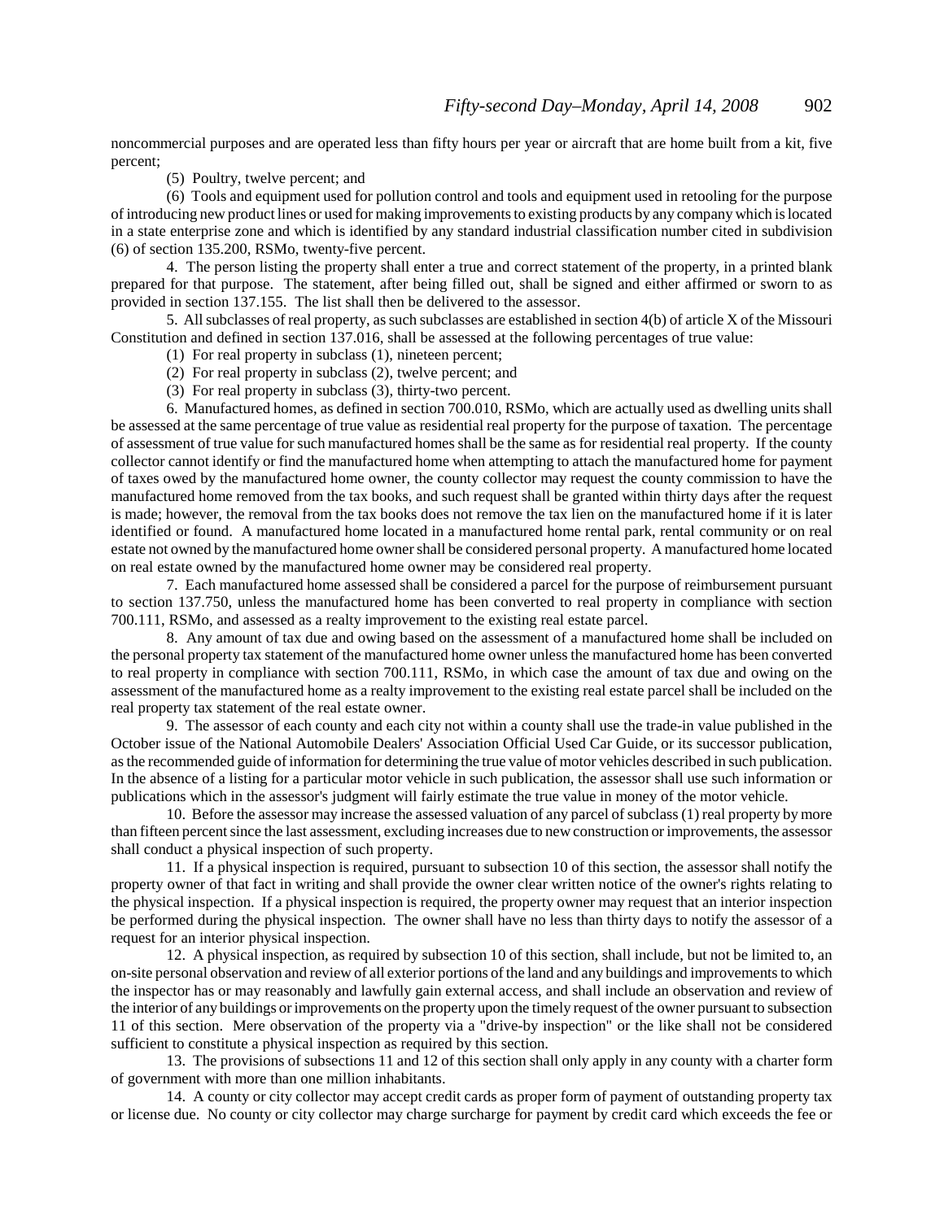noncommercial purposes and are operated less than fifty hours per year or aircraft that are home built from a kit, five percent;

(5) Poultry, twelve percent; and

(6) Tools and equipment used for pollution control and tools and equipment used in retooling for the purpose of introducing new product lines or used for making improvements to existing products by any company which is located in a state enterprise zone and which is identified by any standard industrial classification number cited in subdivision (6) of section 135.200, RSMo, twenty-five percent.

4. The person listing the property shall enter a true and correct statement of the property, in a printed blank prepared for that purpose. The statement, after being filled out, shall be signed and either affirmed or sworn to as provided in section 137.155. The list shall then be delivered to the assessor.

5. All subclasses of real property, as such subclasses are established in section 4(b) of article X of the Missouri Constitution and defined in section 137.016, shall be assessed at the following percentages of true value:

(1) For real property in subclass (1), nineteen percent;

(2) For real property in subclass (2), twelve percent; and

(3) For real property in subclass (3), thirty-two percent.

6. Manufactured homes, as defined in section 700.010, RSMo, which are actually used as dwelling units shall be assessed at the same percentage of true value as residential real property for the purpose of taxation. The percentage of assessment of true value for such manufactured homes shall be the same as for residential real property. If the county collector cannot identify or find the manufactured home when attempting to attach the manufactured home for payment of taxes owed by the manufactured home owner, the county collector may request the county commission to have the manufactured home removed from the tax books, and such request shall be granted within thirty days after the request is made; however, the removal from the tax books does not remove the tax lien on the manufactured home if it is later identified or found. A manufactured home located in a manufactured home rental park, rental community or on real estate not owned by the manufactured home owner shall be considered personal property. A manufactured home located on real estate owned by the manufactured home owner may be considered real property.

7. Each manufactured home assessed shall be considered a parcel for the purpose of reimbursement pursuant to section 137.750, unless the manufactured home has been converted to real property in compliance with section 700.111, RSMo, and assessed as a realty improvement to the existing real estate parcel.

8. Any amount of tax due and owing based on the assessment of a manufactured home shall be included on the personal property tax statement of the manufactured home owner unless the manufactured home has been converted to real property in compliance with section 700.111, RSMo, in which case the amount of tax due and owing on the assessment of the manufactured home as a realty improvement to the existing real estate parcel shall be included on the real property tax statement of the real estate owner.

9. The assessor of each county and each city not within a county shall use the trade-in value published in the October issue of the National Automobile Dealers' Association Official Used Car Guide, or its successor publication, as the recommended guide of information for determining the true value of motor vehicles described in such publication. In the absence of a listing for a particular motor vehicle in such publication, the assessor shall use such information or publications which in the assessor's judgment will fairly estimate the true value in money of the motor vehicle.

10. Before the assessor may increase the assessed valuation of any parcel of subclass (1) real property by more than fifteen percent since the last assessment, excluding increases due to new construction or improvements, the assessor shall conduct a physical inspection of such property.

11. If a physical inspection is required, pursuant to subsection 10 of this section, the assessor shall notify the property owner of that fact in writing and shall provide the owner clear written notice of the owner's rights relating to the physical inspection. If a physical inspection is required, the property owner may request that an interior inspection be performed during the physical inspection. The owner shall have no less than thirty days to notify the assessor of a request for an interior physical inspection.

12. A physical inspection, as required by subsection 10 of this section, shall include, but not be limited to, an on-site personal observation and review of all exterior portions of the land and any buildings and improvements to which the inspector has or may reasonably and lawfully gain external access, and shall include an observation and review of the interior of any buildings or improvements on the property upon the timely request of the owner pursuant to subsection 11 of this section. Mere observation of the property via a "drive-by inspection" or the like shall not be considered sufficient to constitute a physical inspection as required by this section.

13. The provisions of subsections 11 and 12 of this section shall only apply in any county with a charter form of government with more than one million inhabitants.

14. A county or city collector may accept credit cards as proper form of payment of outstanding property tax or license due. No county or city collector may charge surcharge for payment by credit card which exceeds the fee or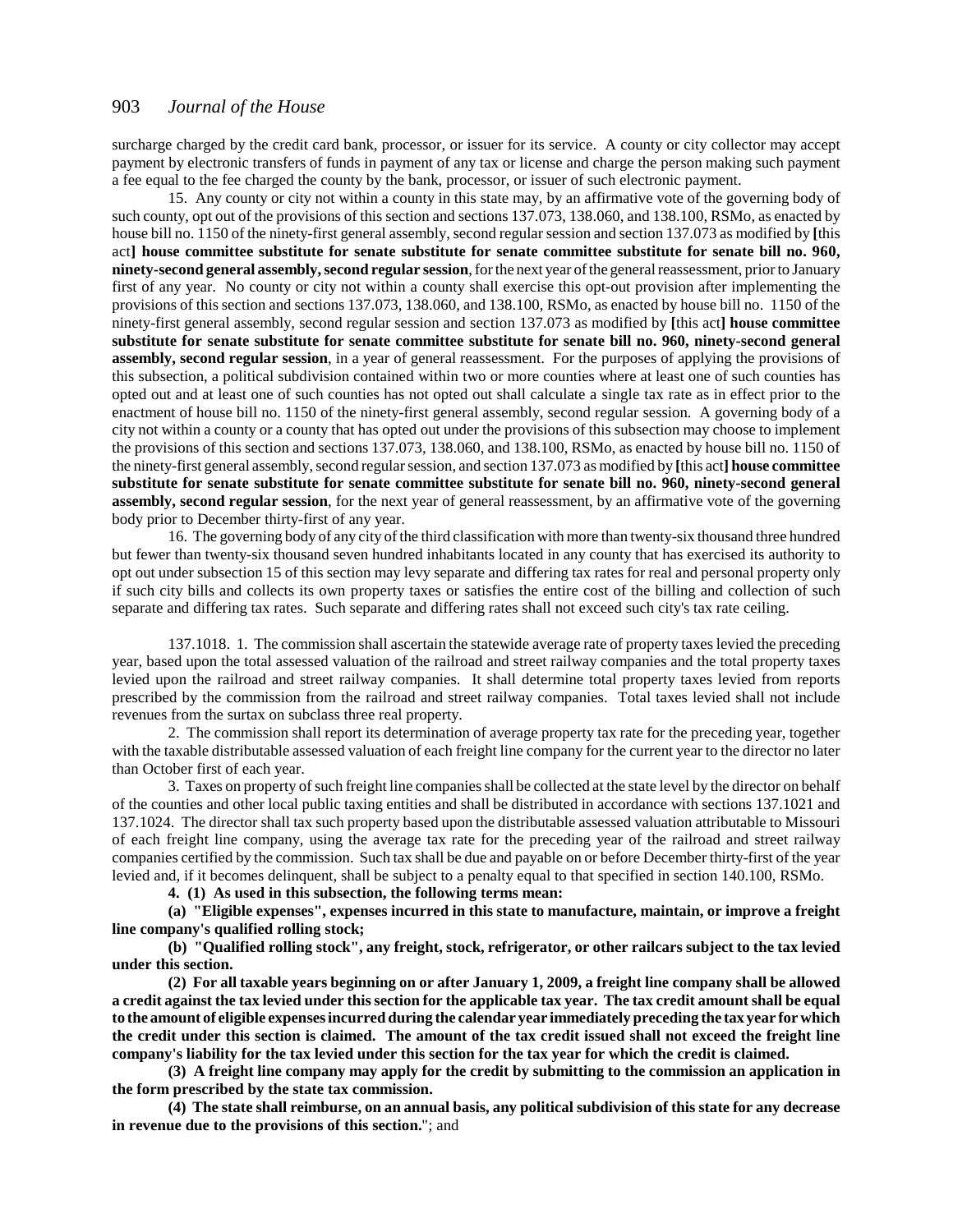surcharge charged by the credit card bank, processor, or issuer for its service. A county or city collector may accept payment by electronic transfers of funds in payment of any tax or license and charge the person making such payment a fee equal to the fee charged the county by the bank, processor, or issuer of such electronic payment.

15. Any county or city not within a county in this state may, by an affirmative vote of the governing body of such county, opt out of the provisions of this section and sections 137.073, 138.060, and 138.100, RSMo, as enacted by house bill no. 1150 of the ninety-first general assembly, second regular session and section 137.073 as modified by **[**this act**] house committee substitute for senate substitute for senate committee substitute for senate bill no. 960, ninety-second general assembly, second regular session**, for the next year of the general reassessment, prior to January first of any year. No county or city not within a county shall exercise this opt-out provision after implementing the provisions of this section and sections 137.073, 138.060, and 138.100, RSMo, as enacted by house bill no. 1150 of the ninety-first general assembly, second regular session and section 137.073 as modified by **[**this act**] house committee substitute for senate substitute for senate committee substitute for senate bill no. 960, ninety-second general assembly, second regular session**, in a year of general reassessment. For the purposes of applying the provisions of this subsection, a political subdivision contained within two or more counties where at least one of such counties has opted out and at least one of such counties has not opted out shall calculate a single tax rate as in effect prior to the enactment of house bill no. 1150 of the ninety-first general assembly, second regular session. A governing body of a city not within a county or a county that has opted out under the provisions of this subsection may choose to implement the provisions of this section and sections 137.073, 138.060, and 138.100, RSMo, as enacted by house bill no. 1150 of the ninety-first general assembly, second regular session, and section 137.073 as modified by **[**this act**] house committee substitute for senate substitute for senate committee substitute for senate bill no. 960, ninety-second general assembly, second regular session**, for the next year of general reassessment, by an affirmative vote of the governing body prior to December thirty-first of any year.

16. The governing body of any city of the third classification with more than twenty-six thousand three hundred but fewer than twenty-six thousand seven hundred inhabitants located in any county that has exercised its authority to opt out under subsection 15 of this section may levy separate and differing tax rates for real and personal property only if such city bills and collects its own property taxes or satisfies the entire cost of the billing and collection of such separate and differing tax rates. Such separate and differing rates shall not exceed such city's tax rate ceiling.

137.1018. 1. The commission shall ascertain the statewide average rate of property taxes levied the preceding year, based upon the total assessed valuation of the railroad and street railway companies and the total property taxes levied upon the railroad and street railway companies. It shall determine total property taxes levied from reports prescribed by the commission from the railroad and street railway companies. Total taxes levied shall not include revenues from the surtax on subclass three real property.

2. The commission shall report its determination of average property tax rate for the preceding year, together with the taxable distributable assessed valuation of each freight line company for the current year to the director no later than October first of each year.

3. Taxes on property of such freight line companies shall be collected at the state level by the director on behalf of the counties and other local public taxing entities and shall be distributed in accordance with sections 137.1021 and 137.1024. The director shall tax such property based upon the distributable assessed valuation attributable to Missouri of each freight line company, using the average tax rate for the preceding year of the railroad and street railway companies certified by the commission. Such tax shall be due and payable on or before December thirty-first of the year levied and, if it becomes delinquent, shall be subject to a penalty equal to that specified in section 140.100, RSMo.

**4. (1) As used in this subsection, the following terms mean:**

**(a) "Eligible expenses", expenses incurred in this state to manufacture, maintain, or improve a freight line company's qualified rolling stock;**

**(b) "Qualified rolling stock", any freight, stock, refrigerator, or other railcars subject to the tax levied under this section.**

**(2) For all taxable years beginning on or after January 1, 2009, a freight line company shall be allowed a credit against the tax levied under this section for the applicable tax year. The tax credit amount shall be equal to the amount of eligible expenses incurred during the calendar year immediately preceding the tax year for which the credit under this section is claimed. The amount of the tax credit issued shall not exceed the freight line company's liability for the tax levied under this section for the tax year for which the credit is claimed.**

**(3) A freight line company may apply for the credit by submitting to the commission an application in the form prescribed by the state tax commission.**

**(4) The state shall reimburse, on an annual basis, any political subdivision of this state for any decrease in revenue due to the provisions of this section.**"; and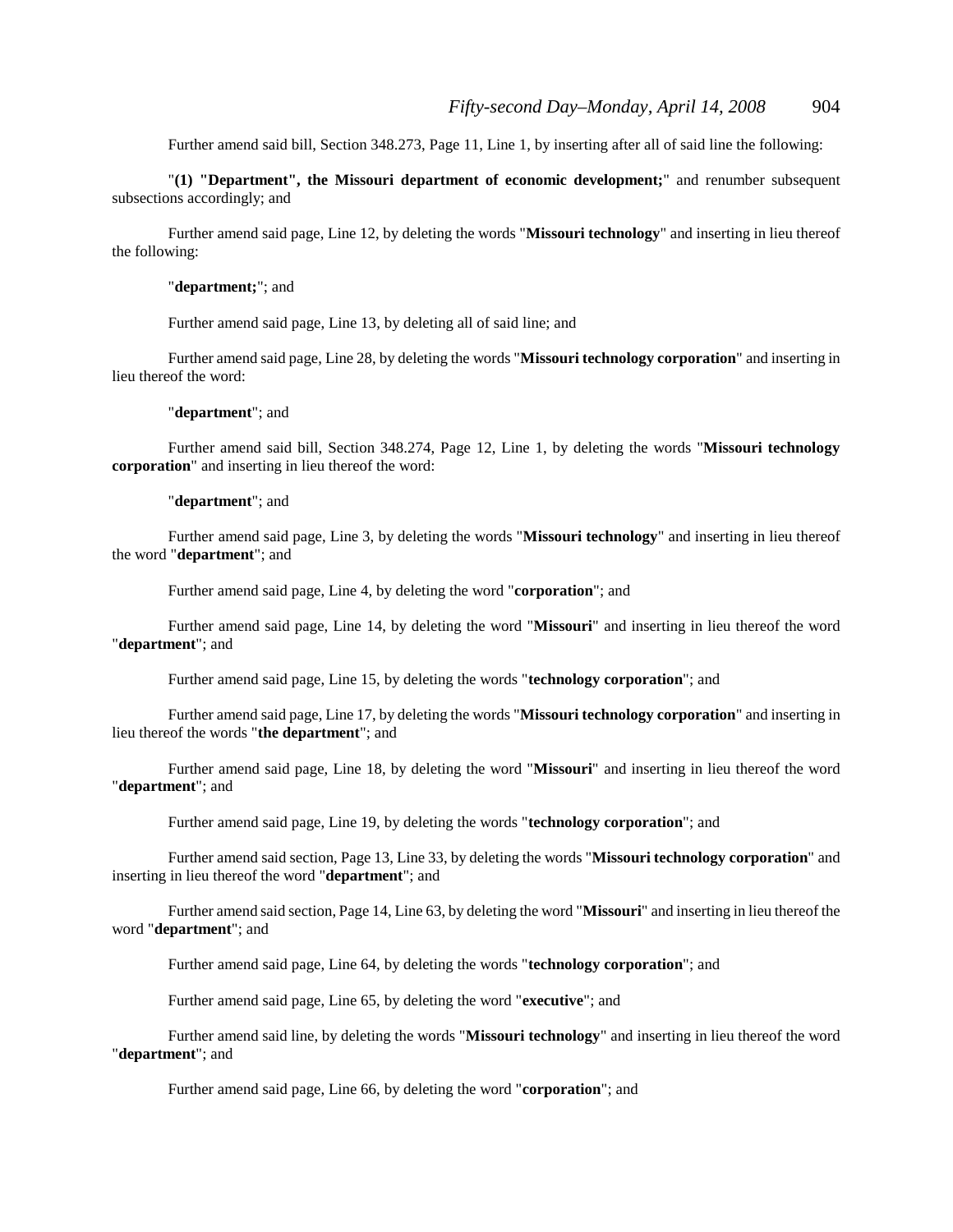Further amend said bill, Section 348.273, Page 11, Line 1, by inserting after all of said line the following:

"**(1) "Department", the Missouri department of economic development;**" and renumber subsequent subsections accordingly; and

Further amend said page, Line 12, by deleting the words "**Missouri technology**" and inserting in lieu thereof the following:

"**department;**"; and

Further amend said page, Line 13, by deleting all of said line; and

Further amend said page, Line 28, by deleting the words "**Missouri technology corporation**" and inserting in lieu thereof the word:

"**department**"; and

Further amend said bill, Section 348.274, Page 12, Line 1, by deleting the words "**Missouri technology corporation**" and inserting in lieu thereof the word:

"**department**"; and

Further amend said page, Line 3, by deleting the words "**Missouri technology**" and inserting in lieu thereof the word "**department**"; and

Further amend said page, Line 4, by deleting the word "**corporation**"; and

Further amend said page, Line 14, by deleting the word "**Missouri**" and inserting in lieu thereof the word "**department**"; and

Further amend said page, Line 15, by deleting the words "**technology corporation**"; and

Further amend said page, Line 17, by deleting the words "**Missouri technology corporation**" and inserting in lieu thereof the words "**the department**"; and

Further amend said page, Line 18, by deleting the word "**Missouri**" and inserting in lieu thereof the word "**department**"; and

Further amend said page, Line 19, by deleting the words "**technology corporation**"; and

Further amend said section, Page 13, Line 33, by deleting the words "**Missouri technology corporation**" and inserting in lieu thereof the word "**department**"; and

Further amend said section, Page 14, Line 63, by deleting the word "**Missouri**" and inserting in lieu thereof the word "**department**"; and

Further amend said page, Line 64, by deleting the words "**technology corporation**"; and

Further amend said page, Line 65, by deleting the word "**executive**"; and

Further amend said line, by deleting the words "**Missouri technology**" and inserting in lieu thereof the word "**department**"; and

Further amend said page, Line 66, by deleting the word "**corporation**"; and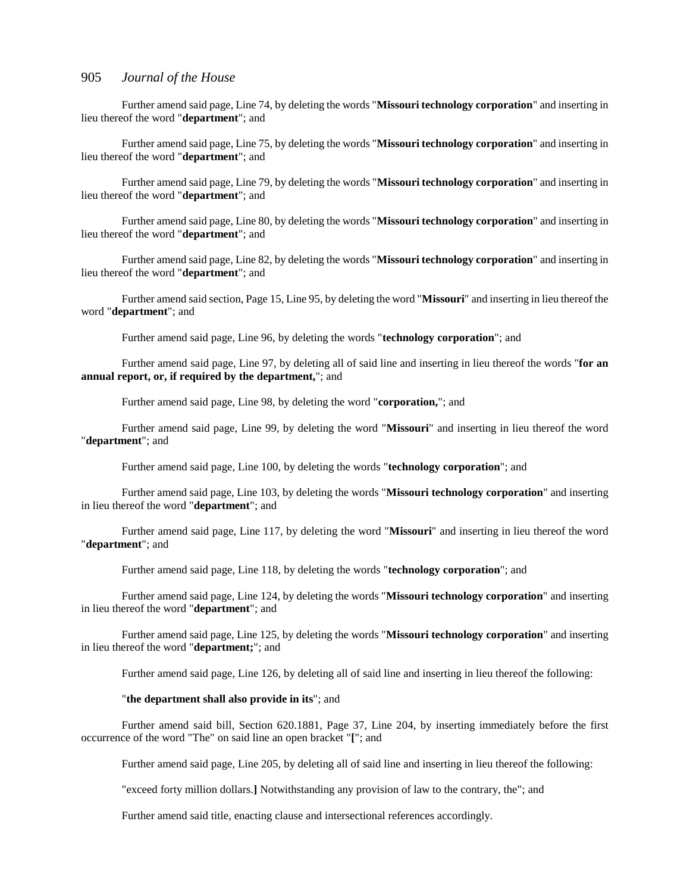Further amend said page, Line 74, by deleting the words "**Missouri technology corporation**" and inserting in lieu thereof the word "**department**"; and

Further amend said page, Line 75, by deleting the words "**Missouri technology corporation**" and inserting in lieu thereof the word "**department**"; and

Further amend said page, Line 79, by deleting the words "**Missouri technology corporation**" and inserting in lieu thereof the word "**department**"; and

Further amend said page, Line 80, by deleting the words "**Missouri technology corporation**" and inserting in lieu thereof the word "**department**"; and

Further amend said page, Line 82, by deleting the words "**Missouri technology corporation**" and inserting in lieu thereof the word "**department**"; and

Further amend said section, Page 15, Line 95, by deleting the word "**Missouri**" and inserting in lieu thereof the word "**department**"; and

Further amend said page, Line 96, by deleting the words "**technology corporation**"; and

Further amend said page, Line 97, by deleting all of said line and inserting in lieu thereof the words "**for an annual report, or, if required by the department,**"; and

Further amend said page, Line 98, by deleting the word "**corporation,**"; and

Further amend said page, Line 99, by deleting the word "**Missouri**" and inserting in lieu thereof the word "**department**"; and

Further amend said page, Line 100, by deleting the words "**technology corporation**"; and

Further amend said page, Line 103, by deleting the words "**Missouri technology corporation**" and inserting in lieu thereof the word "**department**"; and

Further amend said page, Line 117, by deleting the word "**Missouri**" and inserting in lieu thereof the word "**department**"; and

Further amend said page, Line 118, by deleting the words "**technology corporation**"; and

Further amend said page, Line 124, by deleting the words "**Missouri technology corporation**" and inserting in lieu thereof the word "**department**"; and

Further amend said page, Line 125, by deleting the words "**Missouri technology corporation**" and inserting in lieu thereof the word "**department;**"; and

Further amend said page, Line 126, by deleting all of said line and inserting in lieu thereof the following:

"**the department shall also provide in its**"; and

Further amend said bill, Section 620.1881, Page 37, Line 204, by inserting immediately before the first occurrence of the word "The" on said line an open bracket "**[**"; and

Further amend said page, Line 205, by deleting all of said line and inserting in lieu thereof the following:

"exceed forty million dollars.**]** Notwithstanding any provision of law to the contrary, the"; and

Further amend said title, enacting clause and intersectional references accordingly.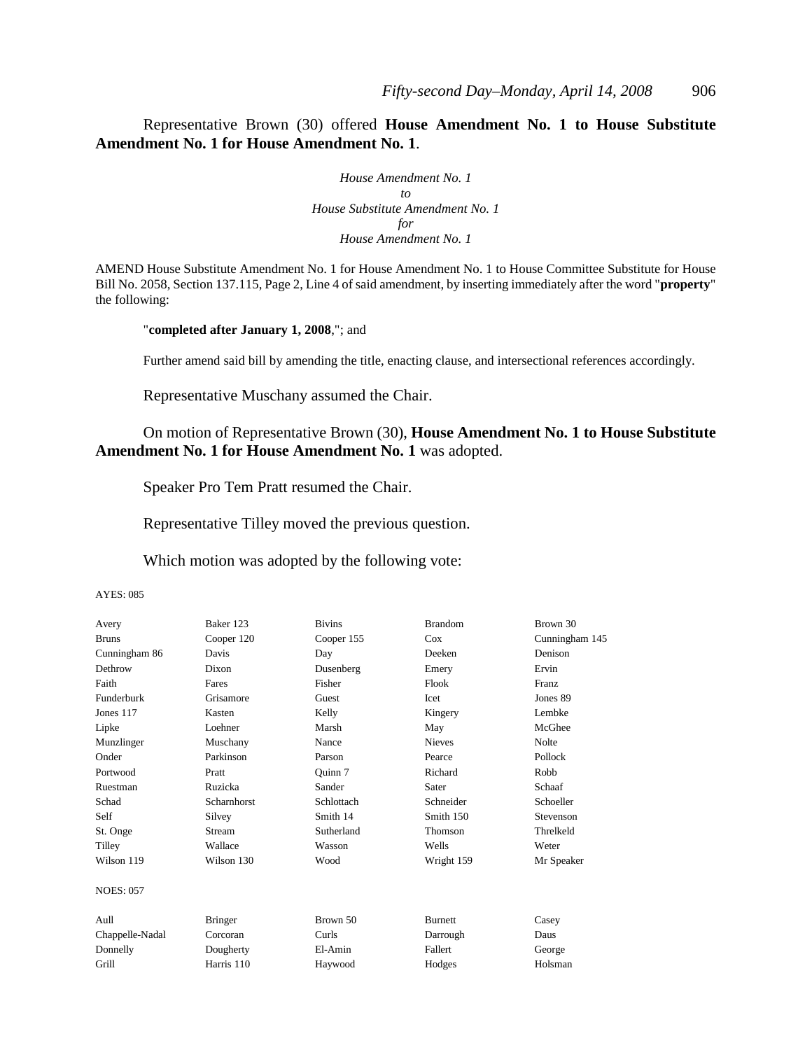Representative Brown (30) offered **House Amendment No. 1 to House Substitute Amendment No. 1 for House Amendment No. 1**.

*House Amendment No. 1*
*to*
*House Substitute Amendment No. 1*
*for*
*House Amendment No. 1*

AMEND House Substitute Amendment No. 1 for House Amendment No. 1 to House Committee Substitute for House Bill No. 2058, Section 137.115, Page 2, Line 4 of said amendment, by inserting immediately after the word "**property**" the following:

"**completed after January 1, 2008**,"; and

Further amend said bill by amending the title, enacting clause, and intersectional references accordingly.

Representative Muschany assumed the Chair.

On motion of Representative Brown (30), **House Amendment No. 1 to House Substitute Amendment No. 1 for House Amendment No. 1** was adopted.

Speaker Pro Tem Pratt resumed the Chair.

Representative Tilley moved the previous question.

Which motion was adopted by the following vote:

AYES: 085

| | | | | |
|---|---|---|---|---|
| Avery | Baker 123 | Bivins | Brandom | Brown 30 |
| Bruns | Cooper 120 | Cooper 155 | Cox | Cunningham 145 |
| Cunningham 86 | Davis | Day | Deeken | Denison |
| Dethrow | Dixon | Dusenberg | Emery | Ervin |
| Faith | Fares | Fisher | Flook | Franz |
| Funderburk | Grisamore | Guest | Icet | Jones 89 |
| Jones 117 | Kasten | Kelly | Kingery | Lembke |
| Lipke | Loehner | Marsh | May | McGhee |
| Munzlinger | Muschany | Nance | Nieves | Nolte |
| Onder | Parkinson | Parson | Pearce | Pollock |
| Portwood | Pratt | Quinn 7 | Richard | Robb |
| Ruestman | Ruzicka | Sander | Sater | Schaaf |
| Schad | Scharnhorst | Schlottach | Schneider | Schoeller |
| Self | Silvey | Smith 14 | Smith 150 | Stevenson |
| St. Onge | Stream | Sutherland | Thomson | Threlkeld |
| Tilley | Wallace | Wasson | Wells | Weter |
| Wilson 119 | Wilson 130 | Wood | Wright 159 | Mr Speaker |

NOES: 057

| | | | | |
|---|---|---|---|---|
| Aull | Bringer | Brown 50 | Burnett | Casey |
| Chappelle-Nadal | Corcoran | Curls | Darrough | Daus |
| Donnelly | Dougherty | El-Amin | Fallert | George |
| Grill | Harris 110 | Haywood | Hodges | Holsman |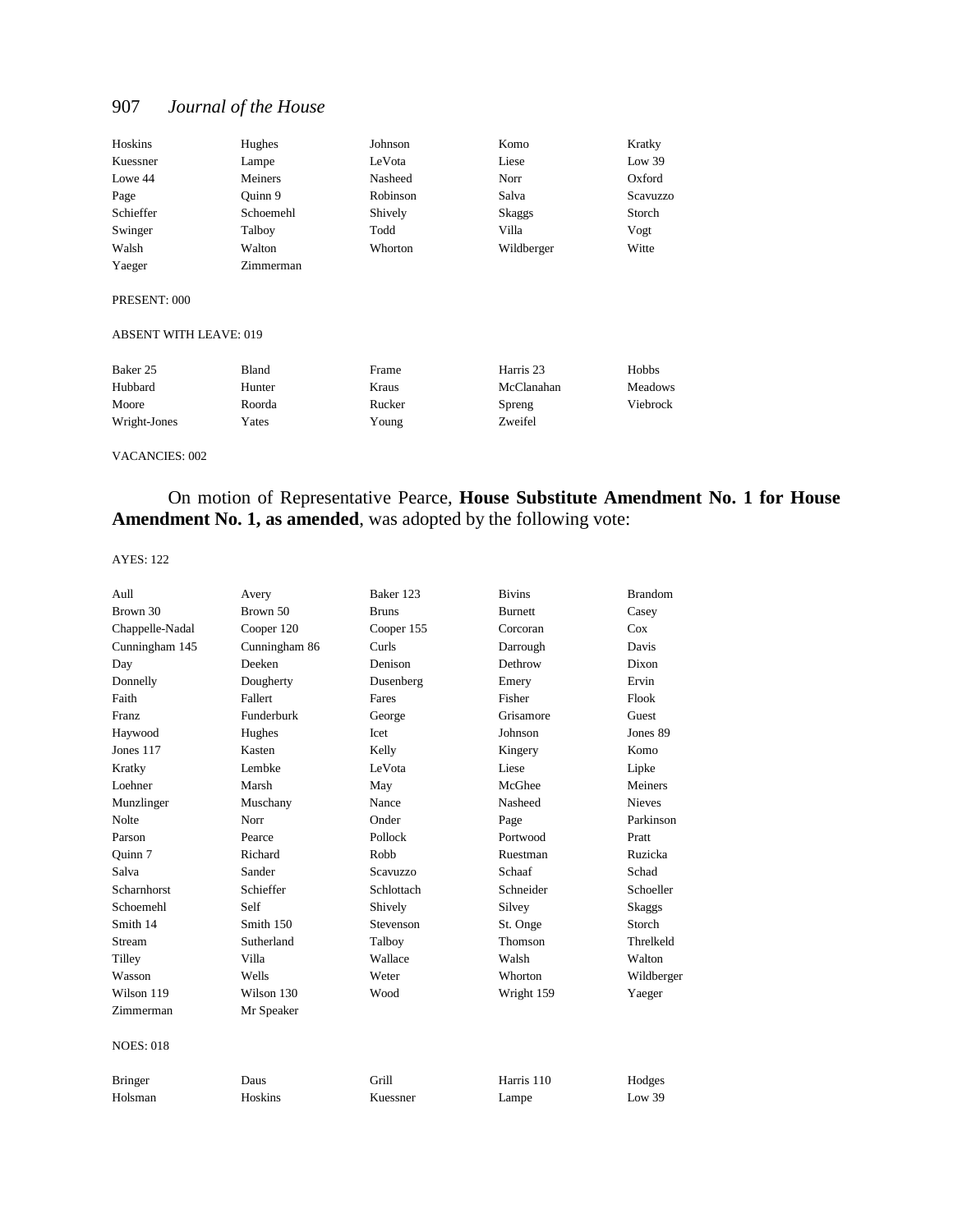| | | | | |
|---|---|---|---|---|
| Hoskins | Hughes | Johnson | Komo | Kratky |
| Kuessner | Lampe | LeVota | Liese | Low 39 |
| Lowe 44 | Meiners | Nasheed | Norr | Oxford |
| Page | Quinn 9 | Robinson | Salva | Scavuzzo |
| Schieffer | Schoemehl | Shively | Skaggs | Storch |
| Swinger | Talboy | Todd | Villa | Vogt |
| Walsh | Walton | Whorton | Wildberger | Witte |
| Yaeger | Zimmerman | | | |

PRESENT: 000

ABSENT WITH LEAVE: 019

| | | | | |
|---|---|---|---|---|
| Baker 25 | Bland | Frame | Harris 23 | Hobbs |
| Hubbard | Hunter | Kraus | McClanahan | Meadows |
| Moore | Roorda | Rucker | Spreng | Viebrock |
| Wright-Jones | Yates | Young | Zweifel | |

VACANCIES: 002

On motion of Representative Pearce, **House Substitute Amendment No. 1 for House Amendment No. 1, as amended**, was adopted by the following vote:

AYES: 122

| | | | | |
|---|---|---|---|---|
| Aull | Avery | Baker 123 | Bivins | Brandom |
| Brown 30 | Brown 50 | Bruns | Burnett | Casey |
| Chappelle-Nadal | Cooper 120 | Cooper 155 | Corcoran | Cox |
| Cunningham 145 | Cunningham 86 | Curls | Darrough | Davis |
| Day | Deeken | Denison | Dethrow | Dixon |
| Donnelly | Dougherty | Dusenberg | Emery | Ervin |
| Faith | Fallert | Fares | Fisher | Flook |
| Franz | Funderburk | George | Grisamore | Guest |
| Haywood | Hughes | Icet | Johnson | Jones 89 |
| Jones 117 | Kasten | Kelly | Kingery | Komo |
| Kratky | Lembke | LeVota | Liese | Lipke |
| Loehner | Marsh | May | McGhee | Meiners |
| Munzlinger | Muschany | Nance | Nasheed | Nieves |
| Nolte | Norr | Onder | Page | Parkinson |
| Parson | Pearce | Pollock | Portwood | Pratt |
| Quinn 7 | Richard | Robb | Ruestman | Ruzicka |
| Salva | Sander | Scavuzzo | Schaaf | Schad |
| Scharnhorst | Schieffer | Schlottach | Schneider | Schoeller |
| Schoemehl | Self | Shively | Silvey | Skaggs |
| Smith 14 | Smith 150 | Stevenson | St. Onge | Storch |
| Stream | Sutherland | Talboy | Thomson | Threlkeld |
| Tilley | Villa | Wallace | Walsh | Walton |
| Wasson | Wells | Weter | Whorton | Wildberger |
| Wilson 119 | Wilson 130 | Wood | Wright 159 | Yaeger |
| Zimmerman | Mr Speaker | | | |

NOES: 018

| | | | | |
|---|---|---|---|---|
| Bringer | Daus | Grill | Harris 110 | Hodges |
| Holsman | Hoskins | Kuessner | Lampe | Low 39 |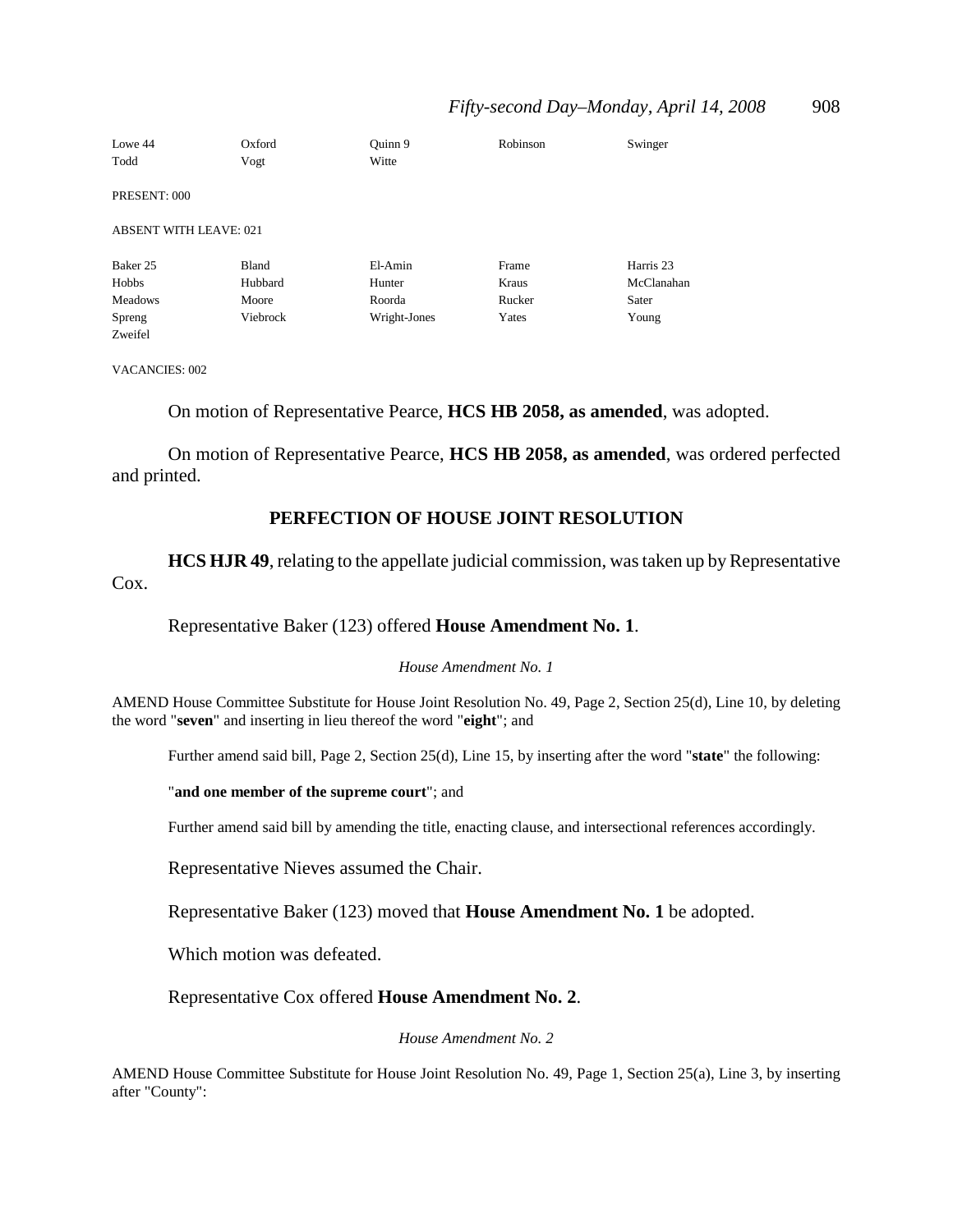| | | | | |
|---|---|---|---|---|
| Lowe 44 | Oxford | Quinn 9 | Robinson | Swinger |
| Todd | Vogt | Witte | | |

PRESENT: 000

ABSENT WITH LEAVE: 021

| | | | | |
|---|---|---|---|---|
| Baker 25 | Bland | El-Amin | Frame | Harris 23 |
| Hobbs | Hubbard | Hunter | Kraus | McClanahan |
| Meadows | Moore | Roorda | Rucker | Sater |
| Spreng | Viebrock | Wright-Jones | Yates | Young |
| Zweifel | | | | |

VACANCIES: 002

On motion of Representative Pearce, **HCS HB 2058, as amended**, was adopted.

On motion of Representative Pearce, **HCS HB 2058, as amended**, was ordered perfected and printed.

## PERFECTION OF HOUSE JOINT RESOLUTION

**HCS HJR 49**, relating to the appellate judicial commission, was taken up by Representative Cox.

Representative Baker (123) offered **House Amendment No. 1**.

*House Amendment No. 1*

AMEND House Committee Substitute for House Joint Resolution No. 49, Page 2, Section 25(d), Line 10, by deleting the word "**seven**" and inserting in lieu thereof the word "**eight**"; and

Further amend said bill, Page 2, Section 25(d), Line 15, by inserting after the word "**state**" the following:

"**and one member of the supreme court**"; and

Further amend said bill by amending the title, enacting clause, and intersectional references accordingly.

Representative Nieves assumed the Chair.

Representative Baker (123) moved that **House Amendment No. 1** be adopted.

Which motion was defeated.

Representative Cox offered **House Amendment No. 2**.

*House Amendment No. 2*

AMEND House Committee Substitute for House Joint Resolution No. 49, Page 1, Section 25(a), Line 3, by inserting after "County":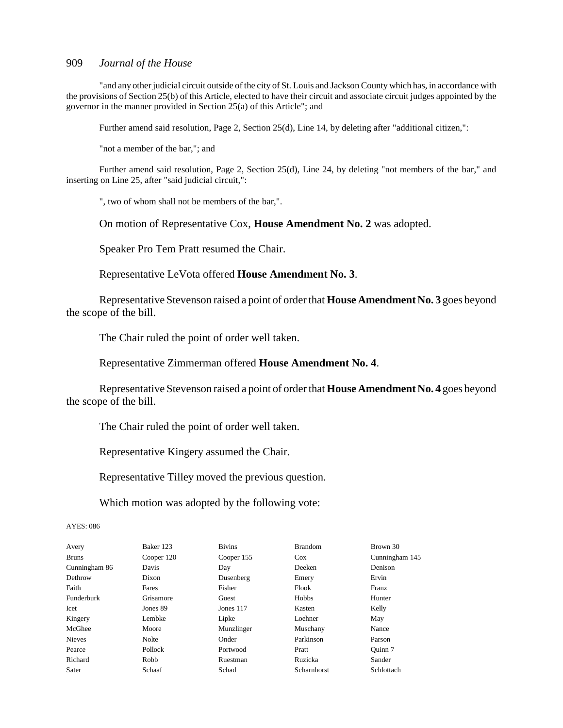"and any other judicial circuit outside of the city of St. Louis and Jackson County which has, in accordance with the provisions of Section 25(b) of this Article, elected to have their circuit and associate circuit judges appointed by the governor in the manner provided in Section 25(a) of this Article"; and

Further amend said resolution, Page 2, Section 25(d), Line 14, by deleting after "additional citizen,":

"not a member of the bar,"; and

Further amend said resolution, Page 2, Section 25(d), Line 24, by deleting "not members of the bar," and inserting on Line 25, after "said judicial circuit,":

", two of whom shall not be members of the bar,".

On motion of Representative Cox, **House Amendment No. 2** was adopted.

Speaker Pro Tem Pratt resumed the Chair.

Representative LeVota offered **House Amendment No. 3**.

Representative Stevenson raised a point of order that **House Amendment No. 3** goes beyond the scope of the bill.

The Chair ruled the point of order well taken.

Representative Zimmerman offered **House Amendment No. 4**.

Representative Stevenson raised a point of order that **House Amendment No. 4** goes beyond the scope of the bill.

The Chair ruled the point of order well taken.

Representative Kingery assumed the Chair.

Representative Tilley moved the previous question.

Which motion was adopted by the following vote:

AYES: 086

| | | | | |
|---|---|---|---|---|
| Avery | Baker 123 | Bivins | Brandom | Brown 30 |
| Bruns | Cooper 120 | Cooper 155 | Cox | Cunningham 145 |
| Cunningham 86 | Davis | Day | Deeken | Denison |
| Dethrow | Dixon | Dusenberg | Emery | Ervin |
| Faith | Fares | Fisher | Flook | Franz |
| Funderburk | Grisamore | Guest | Hobbs | Hunter |
| Icet | Jones 89 | Jones 117 | Kasten | Kelly |
| Kingery | Lembke | Lipke | Loehner | May |
| McGhee | Moore | Munzlinger | Muschany | Nance |
| Nieves | Nolte | Onder | Parkinson | Parson |
| Pearce | Pollock | Portwood | Pratt | Quinn 7 |
| Richard | Robb | Ruestman | Ruzicka | Sander |
| Sater | Schaaf | Schad | Scharnhorst | Schlottach |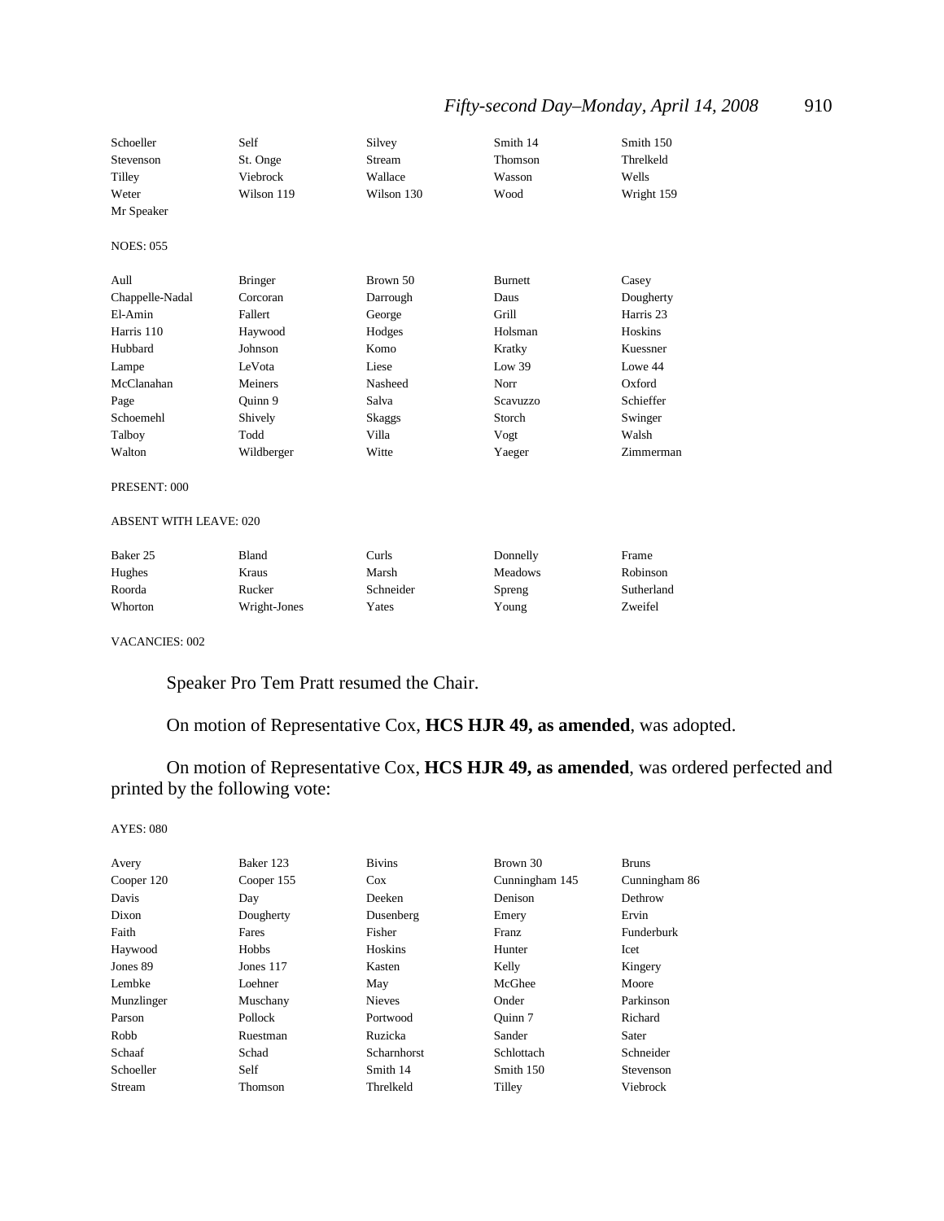| Schoeller | Self | Silvey | Smith 14 | Smith 150 |
|---|---|---|---|---|
| Stevenson | St. Onge | Stream | Thomson | Threlkeld |
| Tilley | Viebrock | Wallace | Wasson | Wells |
| Weter | Wilson 119 | Wilson 130 | Wood | Wright 159 |
| Mr Speaker | | | | |

NOES: 055

| Aull | Bringer | Brown 50 | Burnett | Casey |
|---|---|---|---|---|
| Chappelle-Nadal | Corcoran | Darrough | Daus | Dougherty |
| El-Amin | Fallert | George | Grill | Harris 23 |
| Harris 110 | Haywood | Hodges | Holsman | Hoskins |
| Hubbard | Johnson | Komo | Kratky | Kuessner |
| Lampe | LeVota | Liese | Low 39 | Lowe 44 |
| McClanahan | Meiners | Nasheed | Norr | Oxford |
| Page | Quinn 9 | Salva | Scavuzzo | Schieffer |
| Schoemehl | Shively | Skaggs | Storch | Swinger |
| Talboy | Todd | Villa | Vogt | Walsh |
| Walton | Wildberger | Witte | Yaeger | Zimmerman |

PRESENT: 000

ABSENT WITH LEAVE: 020

| Baker 25 | Bland | Curls | Donnelly | Frame |
|---|---|---|---|---|
| Hughes | Kraus | Marsh | Meadows | Robinson |
| Roorda | Rucker | Schneider | Spreng | Sutherland |
| Whorton | Wright-Jones | Yates | Young | Zweifel |

VACANCIES: 002

Speaker Pro Tem Pratt resumed the Chair.

On motion of Representative Cox, **HCS HJR 49, as amended**, was adopted.

On motion of Representative Cox, **HCS HJR 49, as amended**, was ordered perfected and printed by the following vote:

AYES: 080

| Avery | Baker 123 | Bivins | Brown 30 | Bruns |
|---|---|---|---|---|
| Cooper 120 | Cooper 155 | Cox | Cunningham 145 | Cunningham 86 |
| Davis | Day | Deeken | Denison | Dethrow |
| Dixon | Dougherty | Dusenberg | Emery | Ervin |
| Faith | Fares | Fisher | Franz | Funderburk |
| Haywood | Hobbs | Hoskins | Hunter | Icet |
| Jones 89 | Jones 117 | Kasten | Kelly | Kingery |
| Lembke | Loehner | May | McGhee | Moore |
| Munzlinger | Muschany | Nieves | Onder | Parkinson |
| Parson | Pollock | Portwood | Quinn 7 | Richard |
| Robb | Ruestman | Ruzicka | Sander | Sater |
| Schaaf | Schad | Scharnhorst | Schlottach | Schneider |
| Schoeller | Self | Smith 14 | Smith 150 | Stevenson |
| Stream | Thomson | Threlkeld | Tilley | Viebrock |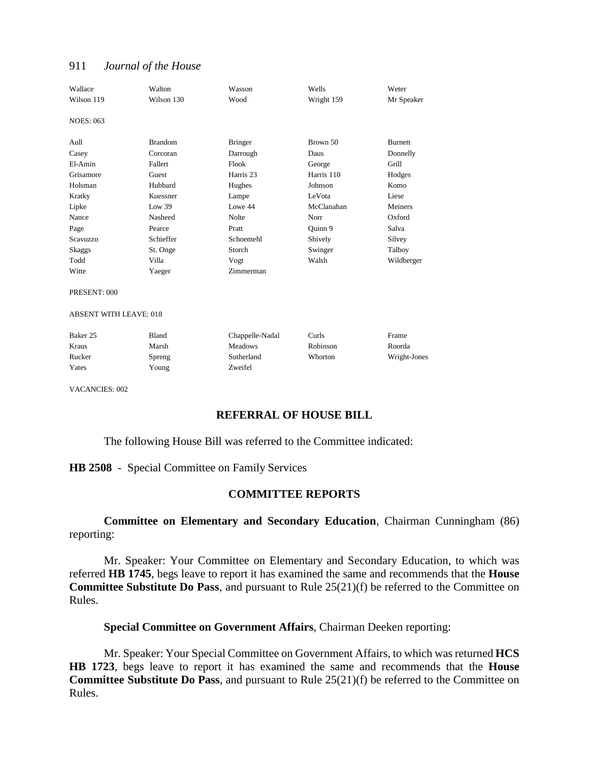| | | | | |
|---|---|---|---|---|
| Wallace | Walton | Wasson | Wells | Weter |
| Wilson 119 | Wilson 130 | Wood | Wright 159 | Mr Speaker |

NOES: 063

| | | | | |
|---|---|---|---|---|
| Aull | Brandom | Bringer | Brown 50 | Burnett |
| Casey | Corcoran | Darrough | Daus | Donnelly |
| El-Amin | Fallert | Flook | George | Grill |
| Grisamore | Guest | Harris 23 | Harris 110 | Hodges |
| Holsman | Hubbard | Hughes | Johnson | Komo |
| Kratky | Kuessner | Lampe | LeVota | Liese |
| Lipke | Low 39 | Lowe 44 | McClanahan | Meiners |
| Nance | Nasheed | Nolte | Norr | Oxford |
| Page | Pearce | Pratt | Quinn 9 | Salva |
| Scavuzzo | Schieffer | Schoemehl | Shively | Silvey |
| Skaggs | St. Onge | Storch | Swinger | Talboy |
| Todd | Villa | Vogt | Walsh | Wildberger |
| Witte | Yaeger | Zimmerman | | |

PRESENT: 000

ABSENT WITH LEAVE: 018

| | | | | |
|---|---|---|---|---|
| Baker 25 | Bland | Chappelle-Nadal | Curls | Frame |
| Kraus | Marsh | Meadows | Robinson | Roorda |
| Rucker | Spreng | Sutherland | Whorton | Wright-Jones |
| Yates | Young | Zweifel | | |

VACANCIES: 002

## REFERRAL OF HOUSE BILL

The following House Bill was referred to the Committee indicated:

**HB 2508** - Special Committee on Family Services

## COMMITTEE REPORTS

**Committee on Elementary and Secondary Education**, Chairman Cunningham (86) reporting:

Mr. Speaker: Your Committee on Elementary and Secondary Education, to which was referred **HB 1745**, begs leave to report it has examined the same and recommends that the **House Committee Substitute Do Pass**, and pursuant to Rule 25(21)(f) be referred to the Committee on Rules.

**Special Committee on Government Affairs**, Chairman Deeken reporting:

Mr. Speaker: Your Special Committee on Government Affairs, to which was returned **HCS HB 1723**, begs leave to report it has examined the same and recommends that the **House Committee Substitute Do Pass**, and pursuant to Rule 25(21)(f) be referred to the Committee on Rules.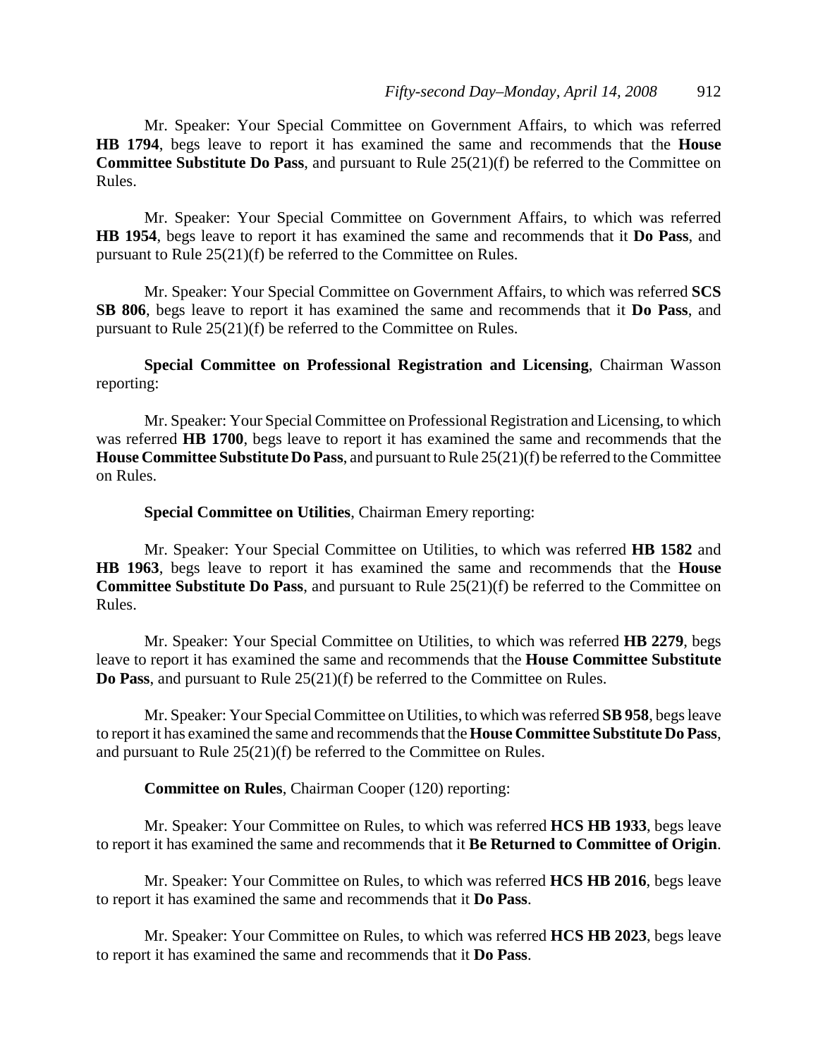Mr. Speaker: Your Special Committee on Government Affairs, to which was referred **HB 1794**, begs leave to report it has examined the same and recommends that the **House Committee Substitute Do Pass**, and pursuant to Rule 25(21)(f) be referred to the Committee on Rules.

Mr. Speaker: Your Special Committee on Government Affairs, to which was referred **HB 1954**, begs leave to report it has examined the same and recommends that it **Do Pass**, and pursuant to Rule 25(21)(f) be referred to the Committee on Rules.

Mr. Speaker: Your Special Committee on Government Affairs, to which was referred **SCS SB 806**, begs leave to report it has examined the same and recommends that it **Do Pass**, and pursuant to Rule 25(21)(f) be referred to the Committee on Rules.

**Special Committee on Professional Registration and Licensing**, Chairman Wasson reporting:

Mr. Speaker: Your Special Committee on Professional Registration and Licensing, to which was referred **HB 1700**, begs leave to report it has examined the same and recommends that the **House Committee Substitute Do Pass**, and pursuant to Rule 25(21)(f) be referred to the Committee on Rules.

**Special Committee on Utilities**, Chairman Emery reporting:

Mr. Speaker: Your Special Committee on Utilities, to which was referred **HB 1582** and **HB 1963**, begs leave to report it has examined the same and recommends that the **House Committee Substitute Do Pass**, and pursuant to Rule 25(21)(f) be referred to the Committee on Rules.

Mr. Speaker: Your Special Committee on Utilities, to which was referred **HB 2279**, begs leave to report it has examined the same and recommends that the **House Committee Substitute Do Pass**, and pursuant to Rule 25(21)(f) be referred to the Committee on Rules.

Mr. Speaker: Your Special Committee on Utilities, to which was referred **SB 958**, begs leave to report it has examined the same and recommends that the **House Committee Substitute Do Pass**, and pursuant to Rule 25(21)(f) be referred to the Committee on Rules.

**Committee on Rules**, Chairman Cooper (120) reporting:

Mr. Speaker: Your Committee on Rules, to which was referred **HCS HB 1933**, begs leave to report it has examined the same and recommends that it **Be Returned to Committee of Origin**.

Mr. Speaker: Your Committee on Rules, to which was referred **HCS HB 2016**, begs leave to report it has examined the same and recommends that it **Do Pass**.

Mr. Speaker: Your Committee on Rules, to which was referred **HCS HB 2023**, begs leave to report it has examined the same and recommends that it **Do Pass**.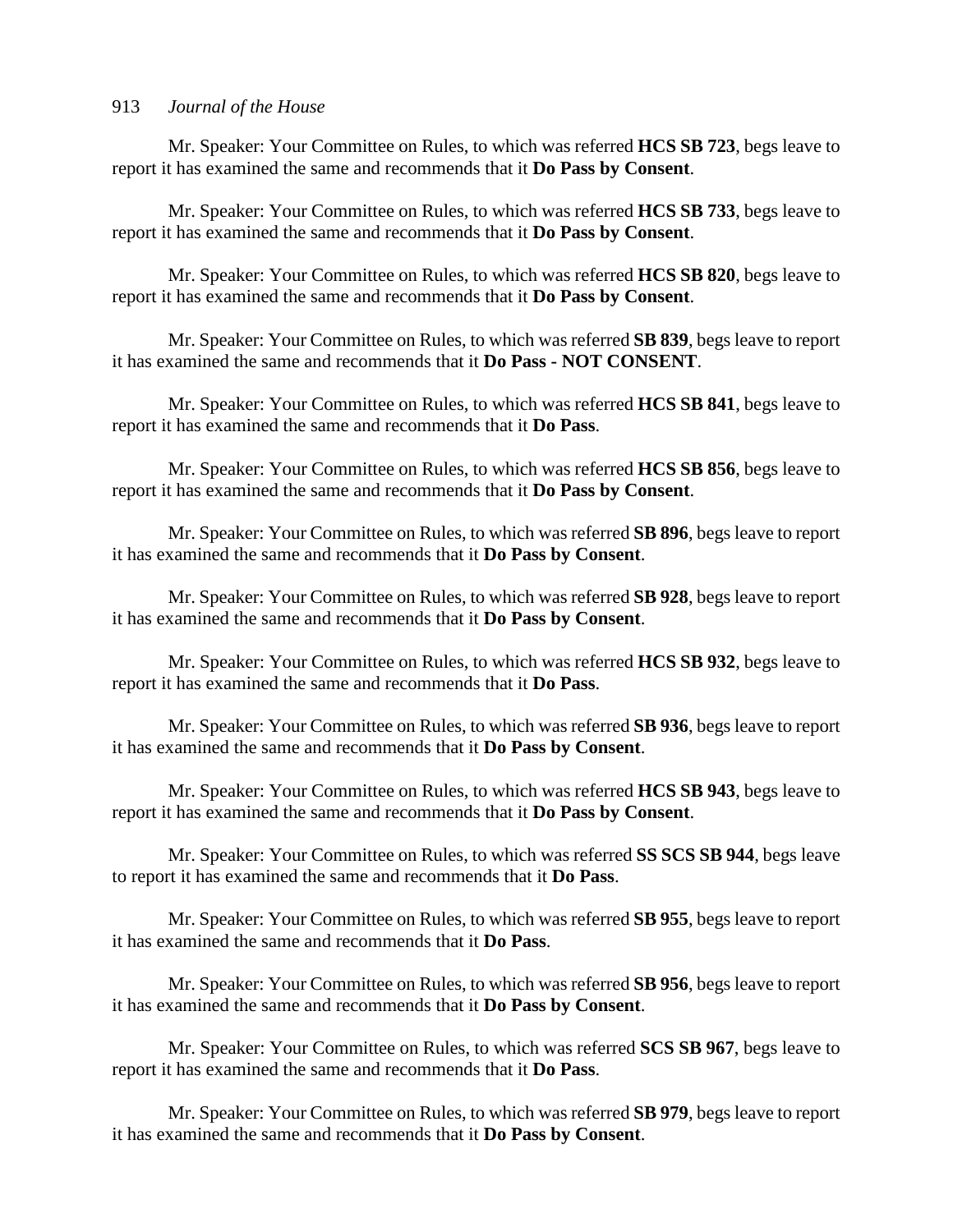Mr. Speaker: Your Committee on Rules, to which was referred **HCS SB 723**, begs leave to report it has examined the same and recommends that it **Do Pass by Consent**.

Mr. Speaker: Your Committee on Rules, to which was referred **HCS SB 733**, begs leave to report it has examined the same and recommends that it **Do Pass by Consent**.

Mr. Speaker: Your Committee on Rules, to which was referred **HCS SB 820**, begs leave to report it has examined the same and recommends that it **Do Pass by Consent**.

Mr. Speaker: Your Committee on Rules, to which was referred **SB 839**, begs leave to report it has examined the same and recommends that it **Do Pass - NOT CONSENT**.

Mr. Speaker: Your Committee on Rules, to which was referred **HCS SB 841**, begs leave to report it has examined the same and recommends that it **Do Pass**.

Mr. Speaker: Your Committee on Rules, to which was referred **HCS SB 856**, begs leave to report it has examined the same and recommends that it **Do Pass by Consent**.

Mr. Speaker: Your Committee on Rules, to which was referred **SB 896**, begs leave to report it has examined the same and recommends that it **Do Pass by Consent**.

Mr. Speaker: Your Committee on Rules, to which was referred **SB 928**, begs leave to report it has examined the same and recommends that it **Do Pass by Consent**.

Mr. Speaker: Your Committee on Rules, to which was referred **HCS SB 932**, begs leave to report it has examined the same and recommends that it **Do Pass**.

Mr. Speaker: Your Committee on Rules, to which was referred **SB 936**, begs leave to report it has examined the same and recommends that it **Do Pass by Consent**.

Mr. Speaker: Your Committee on Rules, to which was referred **HCS SB 943**, begs leave to report it has examined the same and recommends that it **Do Pass by Consent**.

Mr. Speaker: Your Committee on Rules, to which was referred **SS SCS SB 944**, begs leave to report it has examined the same and recommends that it **Do Pass**.

Mr. Speaker: Your Committee on Rules, to which was referred **SB 955**, begs leave to report it has examined the same and recommends that it **Do Pass**.

Mr. Speaker: Your Committee on Rules, to which was referred **SB 956**, begs leave to report it has examined the same and recommends that it **Do Pass by Consent**.

Mr. Speaker: Your Committee on Rules, to which was referred **SCS SB 967**, begs leave to report it has examined the same and recommends that it **Do Pass**.

Mr. Speaker: Your Committee on Rules, to which was referred **SB 979**, begs leave to report it has examined the same and recommends that it **Do Pass by Consent**.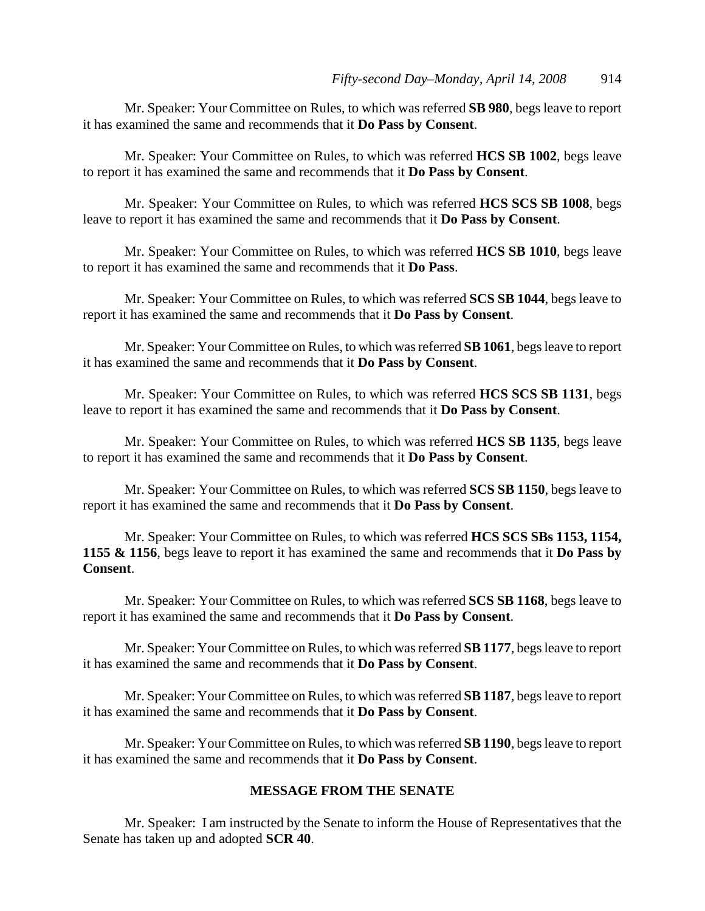Mr. Speaker: Your Committee on Rules, to which was referred **SB 980**, begs leave to report it has examined the same and recommends that it **Do Pass by Consent**.

Mr. Speaker: Your Committee on Rules, to which was referred **HCS SB 1002**, begs leave to report it has examined the same and recommends that it **Do Pass by Consent**.

Mr. Speaker: Your Committee on Rules, to which was referred **HCS SCS SB 1008**, begs leave to report it has examined the same and recommends that it **Do Pass by Consent**.

Mr. Speaker: Your Committee on Rules, to which was referred **HCS SB 1010**, begs leave to report it has examined the same and recommends that it **Do Pass**.

Mr. Speaker: Your Committee on Rules, to which was referred **SCS SB 1044**, begs leave to report it has examined the same and recommends that it **Do Pass by Consent**.

Mr. Speaker: Your Committee on Rules, to which was referred **SB 1061**, begs leave to report it has examined the same and recommends that it **Do Pass by Consent**.

Mr. Speaker: Your Committee on Rules, to which was referred **HCS SCS SB 1131**, begs leave to report it has examined the same and recommends that it **Do Pass by Consent**.

Mr. Speaker: Your Committee on Rules, to which was referred **HCS SB 1135**, begs leave to report it has examined the same and recommends that it **Do Pass by Consent**.

Mr. Speaker: Your Committee on Rules, to which was referred **SCS SB 1150**, begs leave to report it has examined the same and recommends that it **Do Pass by Consent**.

Mr. Speaker: Your Committee on Rules, to which was referred **HCS SCS SBs 1153, 1154, 1155 & 1156**, begs leave to report it has examined the same and recommends that it **Do Pass by Consent**.

Mr. Speaker: Your Committee on Rules, to which was referred **SCS SB 1168**, begs leave to report it has examined the same and recommends that it **Do Pass by Consent**.

Mr. Speaker: Your Committee on Rules, to which was referred **SB 1177**, begs leave to report it has examined the same and recommends that it **Do Pass by Consent**.

Mr. Speaker: Your Committee on Rules, to which was referred **SB 1187**, begs leave to report it has examined the same and recommends that it **Do Pass by Consent**.

Mr. Speaker: Your Committee on Rules, to which was referred **SB 1190**, begs leave to report it has examined the same and recommends that it **Do Pass by Consent**.

## MESSAGE FROM THE SENATE

Mr. Speaker: I am instructed by the Senate to inform the House of Representatives that the Senate has taken up and adopted **SCR 40**.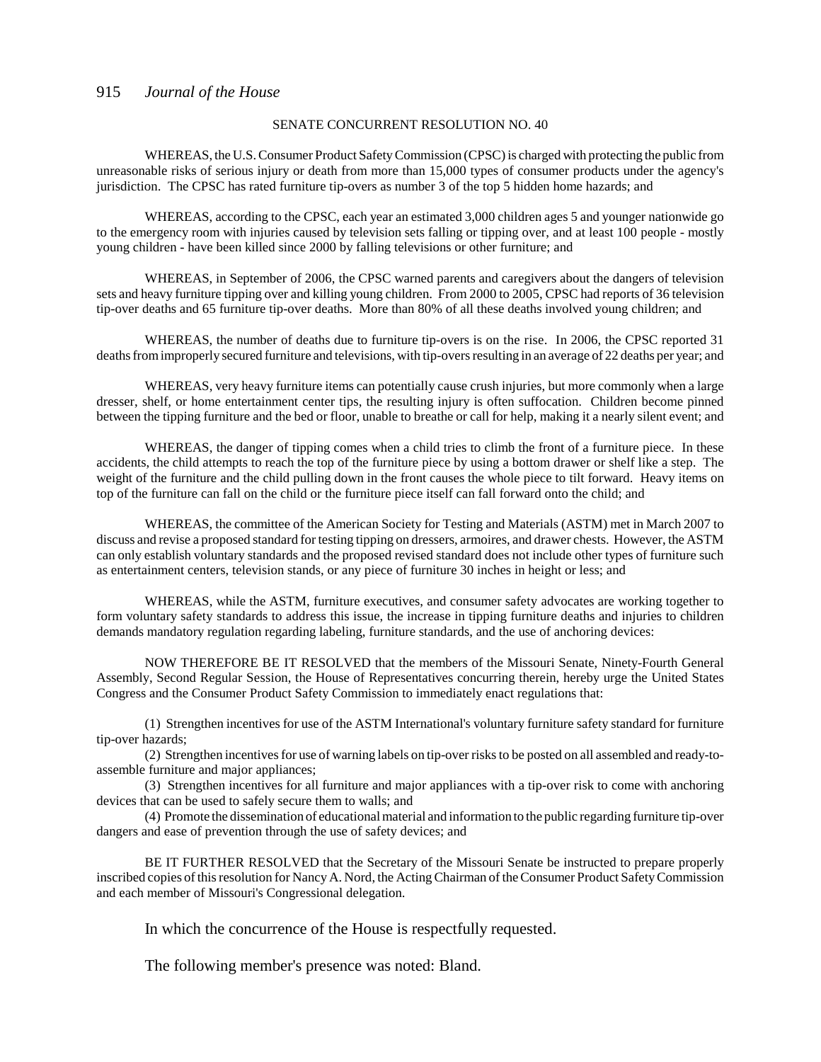SENATE CONCURRENT RESOLUTION NO. 40

WHEREAS, the U.S. Consumer Product Safety Commission (CPSC) is charged with protecting the public from unreasonable risks of serious injury or death from more than 15,000 types of consumer products under the agency's jurisdiction. The CPSC has rated furniture tip-overs as number 3 of the top 5 hidden home hazards; and

WHEREAS, according to the CPSC, each year an estimated 3,000 children ages 5 and younger nationwide go to the emergency room with injuries caused by television sets falling or tipping over, and at least 100 people - mostly young children - have been killed since 2000 by falling televisions or other furniture; and

WHEREAS, in September of 2006, the CPSC warned parents and caregivers about the dangers of television sets and heavy furniture tipping over and killing young children. From 2000 to 2005, CPSC had reports of 36 television tip-over deaths and 65 furniture tip-over deaths. More than 80% of all these deaths involved young children; and

WHEREAS, the number of deaths due to furniture tip-overs is on the rise. In 2006, the CPSC reported 31 deaths from improperly secured furniture and televisions, with tip-overs resulting in an average of 22 deaths per year; and

WHEREAS, very heavy furniture items can potentially cause crush injuries, but more commonly when a large dresser, shelf, or home entertainment center tips, the resulting injury is often suffocation. Children become pinned between the tipping furniture and the bed or floor, unable to breathe or call for help, making it a nearly silent event; and

WHEREAS, the danger of tipping comes when a child tries to climb the front of a furniture piece. In these accidents, the child attempts to reach the top of the furniture piece by using a bottom drawer or shelf like a step. The weight of the furniture and the child pulling down in the front causes the whole piece to tilt forward. Heavy items on top of the furniture can fall on the child or the furniture piece itself can fall forward onto the child; and

WHEREAS, the committee of the American Society for Testing and Materials (ASTM) met in March 2007 to discuss and revise a proposed standard for testing tipping on dressers, armoires, and drawer chests. However, the ASTM can only establish voluntary standards and the proposed revised standard does not include other types of furniture such as entertainment centers, television stands, or any piece of furniture 30 inches in height or less; and

WHEREAS, while the ASTM, furniture executives, and consumer safety advocates are working together to form voluntary safety standards to address this issue, the increase in tipping furniture deaths and injuries to children demands mandatory regulation regarding labeling, furniture standards, and the use of anchoring devices:

NOW THEREFORE BE IT RESOLVED that the members of the Missouri Senate, Ninety-Fourth General Assembly, Second Regular Session, the House of Representatives concurring therein, hereby urge the United States Congress and the Consumer Product Safety Commission to immediately enact regulations that:

(1) Strengthen incentives for use of the ASTM International's voluntary furniture safety standard for furniture tip-over hazards;

(2) Strengthen incentives for use of warning labels on tip-over risks to be posted on all assembled and ready-to-assemble furniture and major appliances;

(3) Strengthen incentives for all furniture and major appliances with a tip-over risk to come with anchoring devices that can be used to safely secure them to walls; and

(4) Promote the dissemination of educational material and information to the public regarding furniture tip-over dangers and ease of prevention through the use of safety devices; and

BE IT FURTHER RESOLVED that the Secretary of the Missouri Senate be instructed to prepare properly inscribed copies of this resolution for Nancy A. Nord, the Acting Chairman of the Consumer Product Safety Commission and each member of Missouri's Congressional delegation.

In which the concurrence of the House is respectfully requested.

The following member's presence was noted: Bland.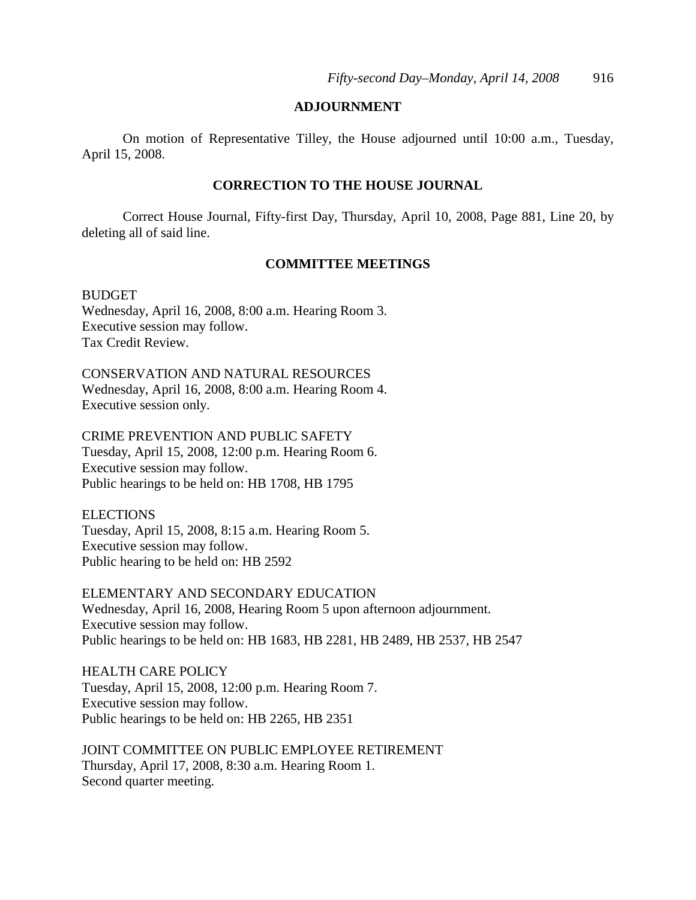## ADJOURNMENT

On motion of Representative Tilley, the House adjourned until 10:00 a.m., Tuesday, April 15, 2008.

## CORRECTION TO THE HOUSE JOURNAL

Correct House Journal, Fifty-first Day, Thursday, April 10, 2008, Page 881, Line 20, by deleting all of said line.

## COMMITTEE MEETINGS

BUDGET
Wednesday, April 16, 2008, 8:00 a.m. Hearing Room 3.
Executive session may follow.
Tax Credit Review.

CONSERVATION AND NATURAL RESOURCES
Wednesday, April 16, 2008, 8:00 a.m. Hearing Room 4.
Executive session only.

CRIME PREVENTION AND PUBLIC SAFETY
Tuesday, April 15, 2008, 12:00 p.m. Hearing Room 6.
Executive session may follow.
Public hearings to be held on: HB 1708, HB 1795

ELECTIONS
Tuesday, April 15, 2008, 8:15 a.m. Hearing Room 5.
Executive session may follow.
Public hearing to be held on: HB 2592

ELEMENTARY AND SECONDARY EDUCATION
Wednesday, April 16, 2008, Hearing Room 5 upon afternoon adjournment.
Executive session may follow.
Public hearings to be held on: HB 1683, HB 2281, HB 2489, HB 2537, HB 2547

HEALTH CARE POLICY
Tuesday, April 15, 2008, 12:00 p.m. Hearing Room 7.
Executive session may follow.
Public hearings to be held on: HB 2265, HB 2351

JOINT COMMITTEE ON PUBLIC EMPLOYEE RETIREMENT
Thursday, April 17, 2008, 8:30 a.m. Hearing Room 1.
Second quarter meeting.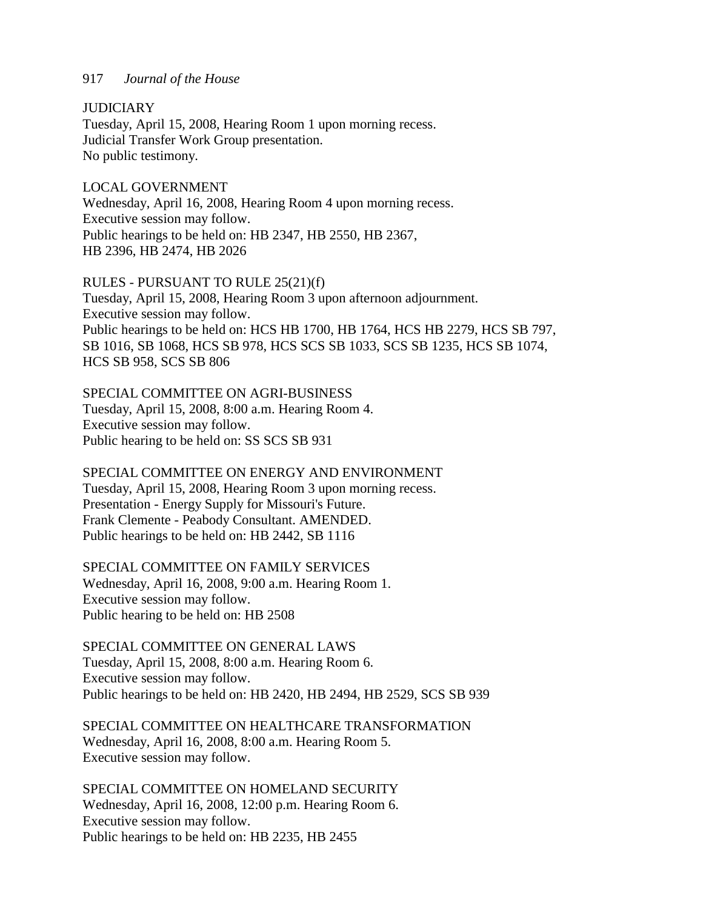JUDICIARY
Tuesday, April 15, 2008, Hearing Room 1 upon morning recess.
Judicial Transfer Work Group presentation.
No public testimony.

LOCAL GOVERNMENT
Wednesday, April 16, 2008, Hearing Room 4 upon morning recess.
Executive session may follow.
Public hearings to be held on: HB 2347, HB 2550, HB 2367,
HB 2396, HB 2474, HB 2026

RULES - PURSUANT TO RULE 25(21)(f)
Tuesday, April 15, 2008, Hearing Room 3 upon afternoon adjournment.
Executive session may follow.
Public hearings to be held on: HCS HB 1700, HB 1764, HCS HB 2279, HCS SB 797,
SB 1016, SB 1068, HCS SB 978, HCS SCS SB 1033, SCS SB 1235, HCS SB 1074,
HCS SB 958, SCS SB 806

SPECIAL COMMITTEE ON AGRI-BUSINESS
Tuesday, April 15, 2008, 8:00 a.m. Hearing Room 4.
Executive session may follow.
Public hearing to be held on: SS SCS SB 931

SPECIAL COMMITTEE ON ENERGY AND ENVIRONMENT
Tuesday, April 15, 2008, Hearing Room 3 upon morning recess.
Presentation - Energy Supply for Missouri's Future.
Frank Clemente - Peabody Consultant. AMENDED.
Public hearings to be held on: HB 2442, SB 1116

SPECIAL COMMITTEE ON FAMILY SERVICES
Wednesday, April 16, 2008, 9:00 a.m. Hearing Room 1.
Executive session may follow.
Public hearing to be held on: HB 2508

SPECIAL COMMITTEE ON GENERAL LAWS
Tuesday, April 15, 2008, 8:00 a.m. Hearing Room 6.
Executive session may follow.
Public hearings to be held on: HB 2420, HB 2494, HB 2529, SCS SB 939

SPECIAL COMMITTEE ON HEALTHCARE TRANSFORMATION
Wednesday, April 16, 2008, 8:00 a.m. Hearing Room 5.
Executive session may follow.

SPECIAL COMMITTEE ON HOMELAND SECURITY
Wednesday, April 16, 2008, 12:00 p.m. Hearing Room 6.
Executive session may follow.
Public hearings to be held on: HB 2235, HB 2455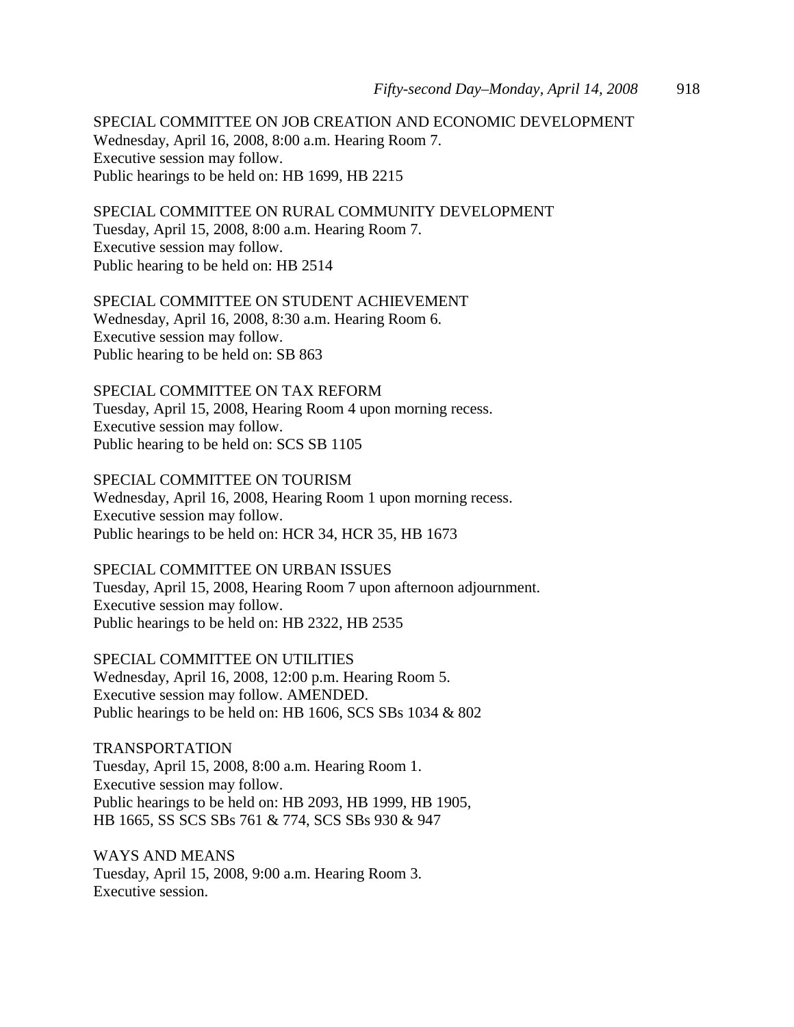SPECIAL COMMITTEE ON JOB CREATION AND ECONOMIC DEVELOPMENT
Wednesday, April 16, 2008, 8:00 a.m. Hearing Room 7.
Executive session may follow.
Public hearings to be held on: HB 1699, HB 2215

SPECIAL COMMITTEE ON RURAL COMMUNITY DEVELOPMENT
Tuesday, April 15, 2008, 8:00 a.m. Hearing Room 7.
Executive session may follow.
Public hearing to be held on: HB 2514

SPECIAL COMMITTEE ON STUDENT ACHIEVEMENT
Wednesday, April 16, 2008, 8:30 a.m. Hearing Room 6.
Executive session may follow.
Public hearing to be held on: SB 863

SPECIAL COMMITTEE ON TAX REFORM
Tuesday, April 15, 2008, Hearing Room 4 upon morning recess.
Executive session may follow.
Public hearing to be held on: SCS SB 1105

SPECIAL COMMITTEE ON TOURISM
Wednesday, April 16, 2008, Hearing Room 1 upon morning recess.
Executive session may follow.
Public hearings to be held on: HCR 34, HCR 35, HB 1673

SPECIAL COMMITTEE ON URBAN ISSUES
Tuesday, April 15, 2008, Hearing Room 7 upon afternoon adjournment.
Executive session may follow.
Public hearings to be held on: HB 2322, HB 2535

SPECIAL COMMITTEE ON UTILITIES
Wednesday, April 16, 2008, 12:00 p.m. Hearing Room 5.
Executive session may follow. AMENDED.
Public hearings to be held on: HB 1606, SCS SBs 1034 & 802

TRANSPORTATION
Tuesday, April 15, 2008, 8:00 a.m. Hearing Room 1.
Executive session may follow.
Public hearings to be held on: HB 2093, HB 1999, HB 1905,
HB 1665, SS SCS SBs 761 & 774, SCS SBs 930 & 947

WAYS AND MEANS
Tuesday, April 15, 2008, 9:00 a.m. Hearing Room 3.
Executive session.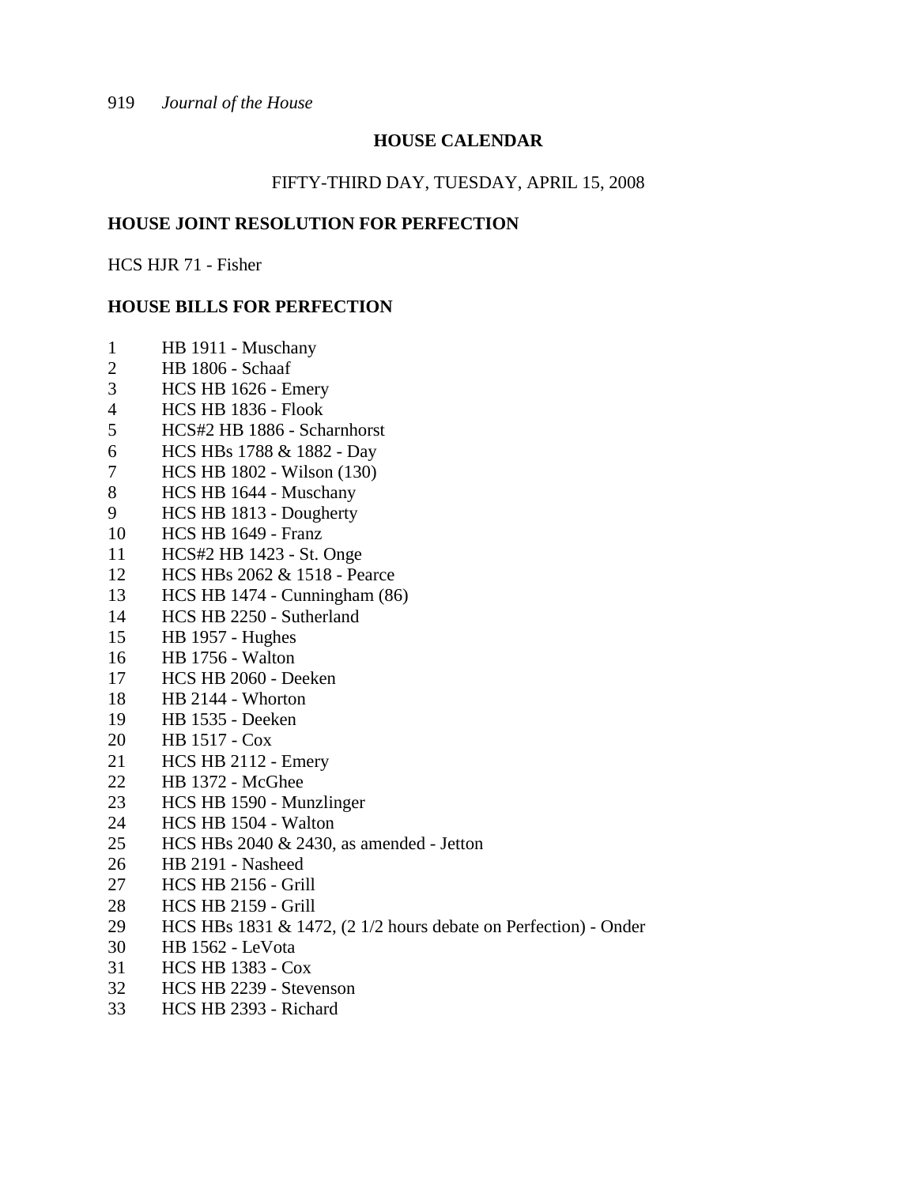## HOUSE CALENDAR

FIFTY-THIRD DAY, TUESDAY, APRIL 15, 2008

### HOUSE JOINT RESOLUTION FOR PERFECTION

HCS HJR 71 - Fisher

### HOUSE BILLS FOR PERFECTION

1 HB 1911 - Muschany
2 HB 1806 - Schaaf
3 HCS HB 1626 - Emery
4 HCS HB 1836 - Flook
5 HCS#2 HB 1886 - Scharnhorst
6 HCS HBs 1788 & 1882 - Day
7 HCS HB 1802 - Wilson (130)
8 HCS HB 1644 - Muschany
9 HCS HB 1813 - Dougherty
10 HCS HB 1649 - Franz
11 HCS#2 HB 1423 - St. Onge
12 HCS HBs 2062 & 1518 - Pearce
13 HCS HB 1474 - Cunningham (86)
14 HCS HB 2250 - Sutherland
15 HB 1957 - Hughes
16 HB 1756 - Walton
17 HCS HB 2060 - Deeken
18 HB 2144 - Whorton
19 HB 1535 - Deeken
20 HB 1517 - Cox
21 HCS HB 2112 - Emery
22 HB 1372 - McGhee
23 HCS HB 1590 - Munzlinger
24 HCS HB 1504 - Walton
25 HCS HBs 2040 & 2430, as amended - Jetton
26 HB 2191 - Nasheed
27 HCS HB 2156 - Grill
28 HCS HB 2159 - Grill
29 HCS HBs 1831 & 1472, (2 1/2 hours debate on Perfection) - Onder
30 HB 1562 - LeVota
31 HCS HB 1383 - Cox
32 HCS HB 2239 - Stevenson
33 HCS HB 2393 - Richard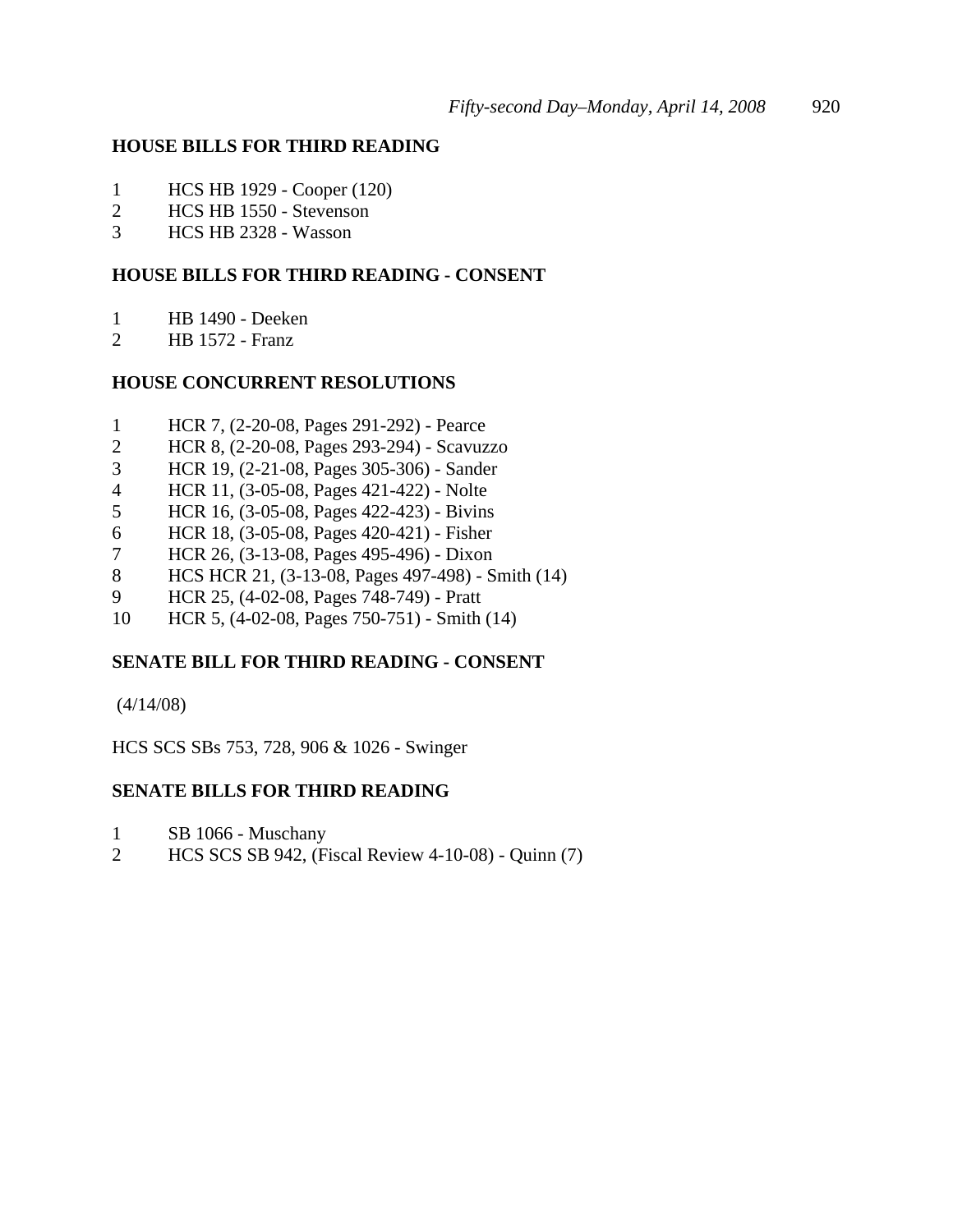**HOUSE BILLS FOR THIRD READING**

1 HCS HB 1929 - Cooper (120)
2 HCS HB 1550 - Stevenson
3 HCS HB 2328 - Wasson

**HOUSE BILLS FOR THIRD READING - CONSENT**

1 HB 1490 - Deeken
2 HB 1572 - Franz

**HOUSE CONCURRENT RESOLUTIONS**

1 HCR 7, (2-20-08, Pages 291-292) - Pearce
2 HCR 8, (2-20-08, Pages 293-294) - Scavuzzo
3 HCR 19, (2-21-08, Pages 305-306) - Sander
4 HCR 11, (3-05-08, Pages 421-422) - Nolte
5 HCR 16, (3-05-08, Pages 422-423) - Bivins
6 HCR 18, (3-05-08, Pages 420-421) - Fisher
7 HCR 26, (3-13-08, Pages 495-496) - Dixon
8 HCS HCR 21, (3-13-08, Pages 497-498) - Smith (14)
9 HCR 25, (4-02-08, Pages 748-749) - Pratt
10 HCR 5, (4-02-08, Pages 750-751) - Smith (14)

**SENATE BILL FOR THIRD READING - CONSENT**

(4/14/08)

HCS SCS SBs 753, 728, 906 & 1026 - Swinger

**SENATE BILLS FOR THIRD READING**

1 SB 1066 - Muschany
2 HCS SCS SB 942, (Fiscal Review 4-10-08) - Quinn (7)